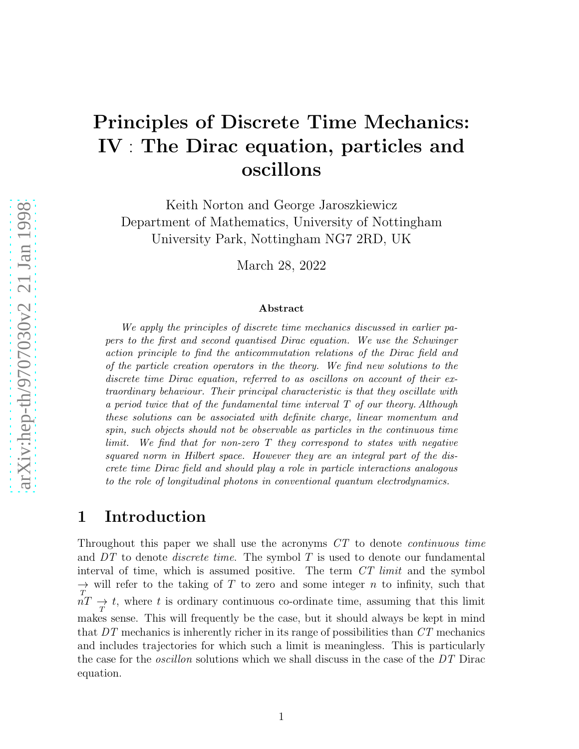# Principles of Discrete Time Mechanics: IV : The Dirac equation, particles and oscillons

Keith Norton and George Jaroszkiewicz
Department of Mathematics, University of Nottingham
University Park, Nottingham NG7 2RD, UK

March 28, 2022

### Abstract

*We apply the principles of discrete time mechanics discussed in earlier papers to the first and second quantised Dirac equation. We use the Schwinger action principle to find the anticommutation relations of the Dirac field and of the particle creation operators in the theory. We find new solutions to the discrete time Dirac equation, referred to as oscillons on account of their extraordinary behaviour. Their principal characteristic is that they oscillate with a period twice that of the fundamental time interval $T$ of our theory. Although these solutions can be associated with definite charge, linear momentum and spin, such objects should not be observable as particles in the continuous time limit. We find that for non-zero $T$ they correspond to states with negative squared norm in Hilbert space. However they are an integral part of the discrete time Dirac field and should play a role in particle interactions analogous to the role of longitudinal photons in conventional quantum electrodynamics.*

## 1 Introduction

Throughout this paper we shall use the acronyms $CT$ to denote *continuous time* and $DT$ to denote *discrete time*. The symbol $T$ is used to denote our fundamental interval of time, which is assumed positive. The term *CT limit* and the symbol $\underset{T}{\rightarrow}$ will refer to the taking of $T$ to zero and some integer $n$ to infinity, such that $nT \underset{T}{\rightarrow} t$, where $t$ is ordinary continuous co-ordinate time, assuming that this limit makes sense. This will frequently be the case, but it should always be kept in mind that $DT$ mechanics is inherently richer in its range of possibilities than $CT$ mechanics and includes trajectories for which such a limit is meaningless. This is particularly the case for the *oscillon* solutions which we shall discuss in the case of the $DT$ Dirac equation.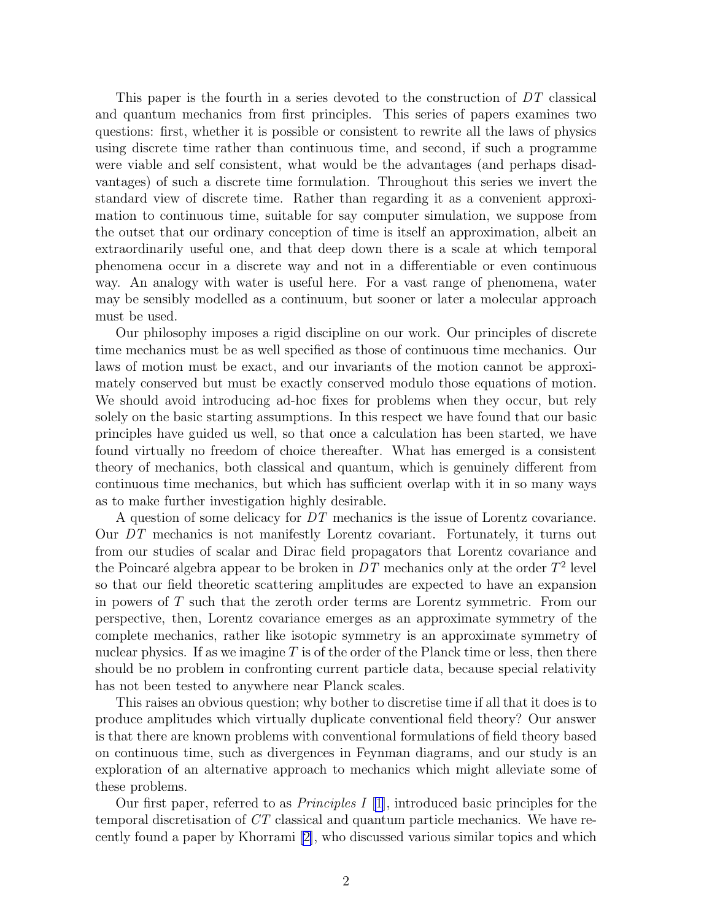This paper is the fourth in a series devoted to the construction of $DT$ classical and quantum mechanics from first principles. This series of papers examines two questions: first, whether it is possible or consistent to rewrite all the laws of physics using discrete time rather than continuous time, and second, if such a programme were viable and self consistent, what would be the advantages (and perhaps disadvantages) of such a discrete time formulation. Throughout this series we invert the standard view of discrete time. Rather than regarding it as a convenient approximation to continuous time, suitable for say computer simulation, we suppose from the outset that our ordinary conception of time is itself an approximation, albeit an extraordinarily useful one, and that deep down there is a scale at which temporal phenomena occur in a discrete way and not in a differentiable or even continuous way. An analogy with water is useful here. For a vast range of phenomena, water may be sensibly modelled as a continuum, but sooner or later a molecular approach must be used.

Our philosophy imposes a rigid discipline on our work. Our principles of discrete time mechanics must be as well specified as those of continuous time mechanics. Our laws of motion must be exact, and our invariants of the motion cannot be approximately conserved but must be exactly conserved modulo those equations of motion. We should avoid introducing ad-hoc fixes for problems when they occur, but rely solely on the basic starting assumptions. In this respect we have found that our basic principles have guided us well, so that once a calculation has been started, we have found virtually no freedom of choice thereafter. What has emerged is a consistent theory of mechanics, both classical and quantum, which is genuinely different from continuous time mechanics, but which has sufficient overlap with it in so many ways as to make further investigation highly desirable.

A question of some delicacy for $DT$ mechanics is the issue of Lorentz covariance. Our $DT$ mechanics is not manifestly Lorentz covariant. Fortunately, it turns out from our studies of scalar and Dirac field propagators that Lorentz covariance and the Poincaré algebra appear to be broken in $DT$ mechanics only at the order $T^2$ level so that our field theoretic scattering amplitudes are expected to have an expansion in powers of $T$ such that the zeroth order terms are Lorentz symmetric. From our perspective, then, Lorentz covariance emerges as an approximate symmetry of the complete mechanics, rather like isotopic symmetry is an approximate symmetry of nuclear physics. If as we imagine $T$ is of the order of the Planck time or less, then there should be no problem in confronting current particle data, because special relativity has not been tested to anywhere near Planck scales.

This raises an obvious question; why bother to discretise time if all that it does is to produce amplitudes which virtually duplicate conventional field theory? Our answer is that there are known problems with conventional formulations of field theory based on continuous time, such as divergences in Feynman diagrams, and our study is an exploration of an alternative approach to mechanics which might alleviate some of these problems.

Our first paper, referred to as *Principles I* [1], introduced basic principles for the temporal discretisation of $CT$ classical and quantum particle mechanics. We have recently found a paper by Khorrami [2], who discussed various similar topics and which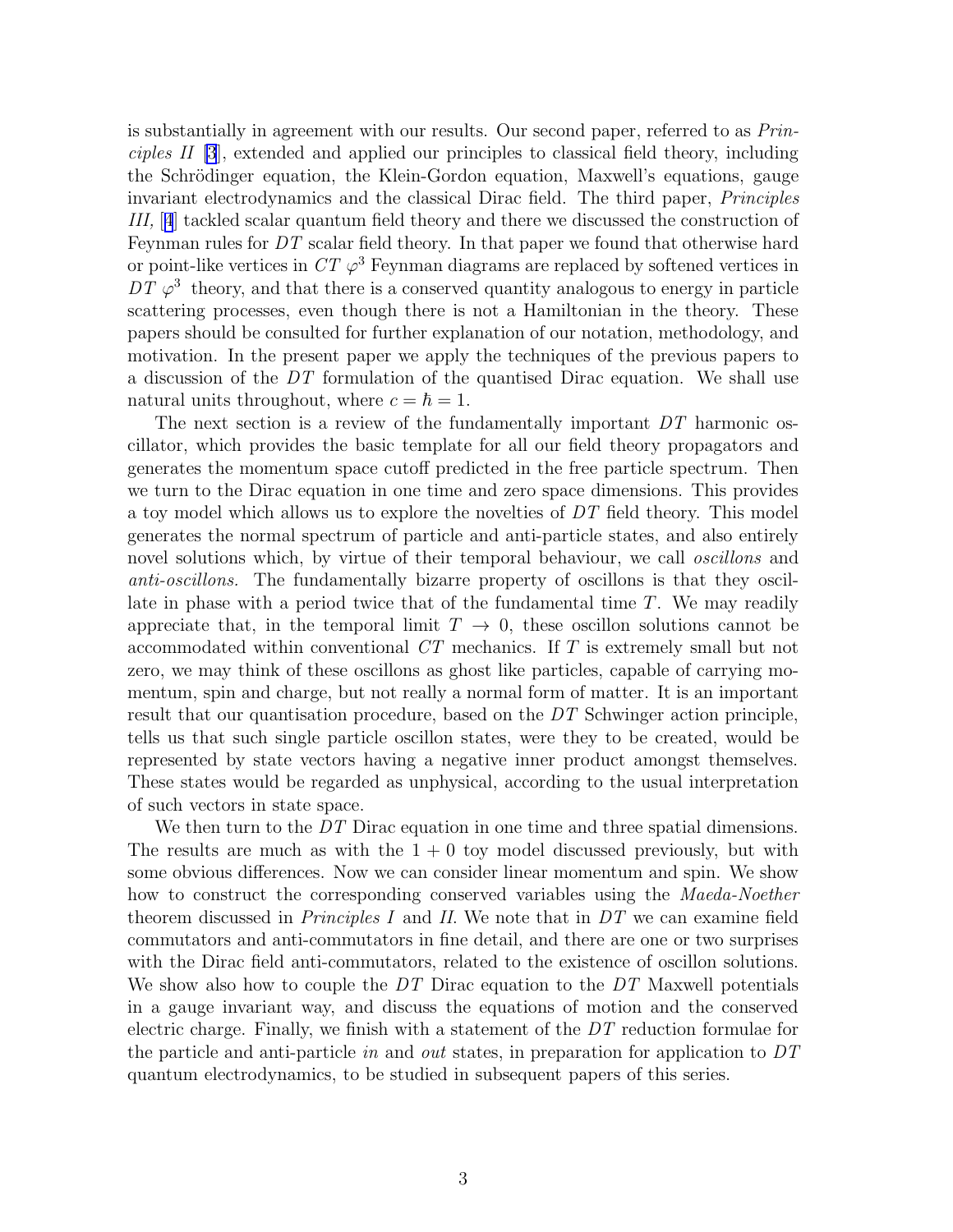is substantially in agreement with our results. Our second paper, referred to as *Principles II* [3], extended and applied our principles to classical field theory, including the Schrödinger equation, the Klein-Gordon equation, Maxwell's equations, gauge invariant electrodynamics and the classical Dirac field. The third paper, *Principles III,* [4] tackled scalar quantum field theory and there we discussed the construction of Feynman rules for $DT$ scalar field theory. In that paper we found that otherwise hard or point-like vertices in $CT$ $\varphi^3$ Feynman diagrams are replaced by softened vertices in $DT$ $\varphi^3$ theory, and that there is a conserved quantity analogous to energy in particle scattering processes, even though there is not a Hamiltonian in the theory. These papers should be consulted for further explanation of our notation, methodology, and motivation. In the present paper we apply the techniques of the previous papers to a discussion of the $DT$ formulation of the quantised Dirac equation. We shall use natural units throughout, where $c = \hbar = 1$.

The next section is a review of the fundamentally important $DT$ harmonic oscillator, which provides the basic template for all our field theory propagators and generates the momentum space cutoff predicted in the free particle spectrum. Then we turn to the Dirac equation in one time and zero space dimensions. This provides a toy model which allows us to explore the novelties of $DT$ field theory. This model generates the normal spectrum of particle and anti-particle states, and also entirely novel solutions which, by virtue of their temporal behaviour, we call *oscillons* and *anti-oscillons.* The fundamentally bizarre property of oscillons is that they oscillate in phase with a period twice that of the fundamental time $T$. We may readily appreciate that, in the temporal limit $T \to 0$, these oscillon solutions cannot be accommodated within conventional $CT$ mechanics. If $T$ is extremely small but not zero, we may think of these oscillons as ghost like particles, capable of carrying momentum, spin and charge, but not really a normal form of matter. It is an important result that our quantisation procedure, based on the $DT$ Schwinger action principle, tells us that such single particle oscillon states, were they to be created, would be represented by state vectors having a negative inner product amongst themselves. These states would be regarded as unphysical, according to the usual interpretation of such vectors in state space.

We then turn to the $DT$ Dirac equation in one time and three spatial dimensions. The results are much as with the $1+0$ toy model discussed previously, but with some obvious differences. Now we can consider linear momentum and spin. We show how to construct the corresponding conserved variables using the *Maeda-Noether* theorem discussed in *Principles I* and *II*. We note that in $DT$ we can examine field commutators and anti-commutators in fine detail, and there are one or two surprises with the Dirac field anti-commutators, related to the existence of oscillon solutions. We show also how to couple the $DT$ Dirac equation to the $DT$ Maxwell potentials in a gauge invariant way, and discuss the equations of motion and the conserved electric charge. Finally, we finish with a statement of the $DT$ reduction formulae for the particle and anti-particle *in* and *out* states, in preparation for application to $DT$ quantum electrodynamics, to be studied in subsequent papers of this series.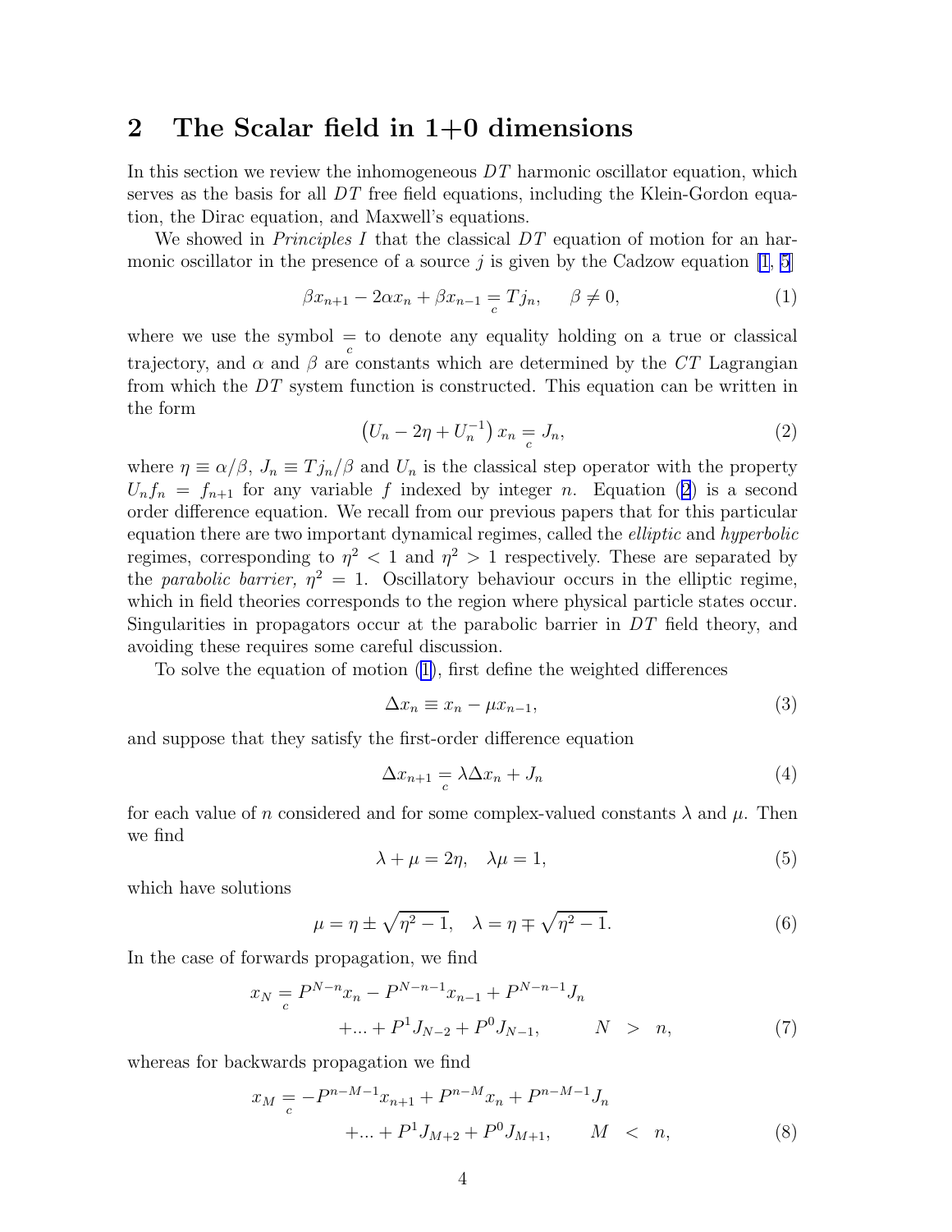## 2 The Scalar field in 1+0 dimensions

In this section we review the inhomogeneous $DT$ harmonic oscillator equation, which serves as the basis for all $DT$ free field equations, including the Klein-Gordon equation, the Dirac equation, and Maxwell's equations.

We showed in *Principles I* that the classical $DT$ equation of motion for an harmonic oscillator in the presence of a source $j$ is given by the Cadzow equation [1, 5]

$$\beta x_{n+1} - 2\alpha x_n + \beta x_{n-1} \underset{c}{=} T j_n, \qquad \beta \neq 0, \tag{1}$$

where we use the symbol $\underset{c}{=}$ to denote any equality holding on a true or classical trajectory, and $\alpha$ and $\beta$ are constants which are determined by the $CT$ Lagrangian from which the $DT$ system function is constructed. This equation can be written in the form

$$\left(U_n - 2\eta + U_n^{-1}\right) x_n \underset{c}{=} J_n, \tag{2}$$

where $\eta \equiv \alpha/\beta$, $J_n \equiv T j_n/\beta$ and $U_n$ is the classical step operator with the property $U_n f_n = f_{n+1}$ for any variable $f$ indexed by integer $n$. Equation (2) is a second order difference equation. We recall from our previous papers that for this particular equation there are two important dynamical regimes, called the *elliptic* and *hyperbolic* regimes, corresponding to $\eta^2 < 1$ and $\eta^2 > 1$ respectively. These are separated by the *parabolic barrier,* $\eta^2 = 1$. Oscillatory behaviour occurs in the elliptic regime, which in field theories corresponds to the region where physical particle states occur. Singularities in propagators occur at the parabolic barrier in $DT$ field theory, and avoiding these requires some careful discussion.

To solve the equation of motion (1), first define the weighted differences

$$\Delta x_n \equiv x_n - \mu x_{n-1}, \tag{3}$$

and suppose that they satisfy the first-order difference equation

$$\Delta x_{n+1} \underset{c}{=} \lambda \Delta x_n + J_n \tag{4}$$

for each value of $n$ considered and for some complex-valued constants $\lambda$ and $\mu$. Then we find

$$\lambda + \mu = 2\eta, \quad \lambda\mu = 1, \tag{5}$$

which have solutions

$$\mu = \eta \pm \sqrt{\eta^2 - 1}, \quad \lambda = \eta \mp \sqrt{\eta^2 - 1}. \tag{6}$$

In the case of forwards propagation, we find

$$\begin{aligned} x_N \underset{c}{=} & P^{N-n} x_n - P^{N-n-1} x_{n-1} + P^{N-n-1} J_n \\ & + ... + P^1 J_{N-2} + P^0 J_{N-1}, \qquad N \;>\; n, \end{aligned} \tag{7}$$

whereas for backwards propagation we find

$$\begin{aligned} x_M \underset{c}{=} & -P^{n-M-1} x_{n+1} + P^{n-M} x_n + P^{n-M-1} J_n \\ & + ... + P^1 J_{M+2} + P^0 J_{M+1}, \qquad M \;<\; n, \end{aligned} \tag{8}$$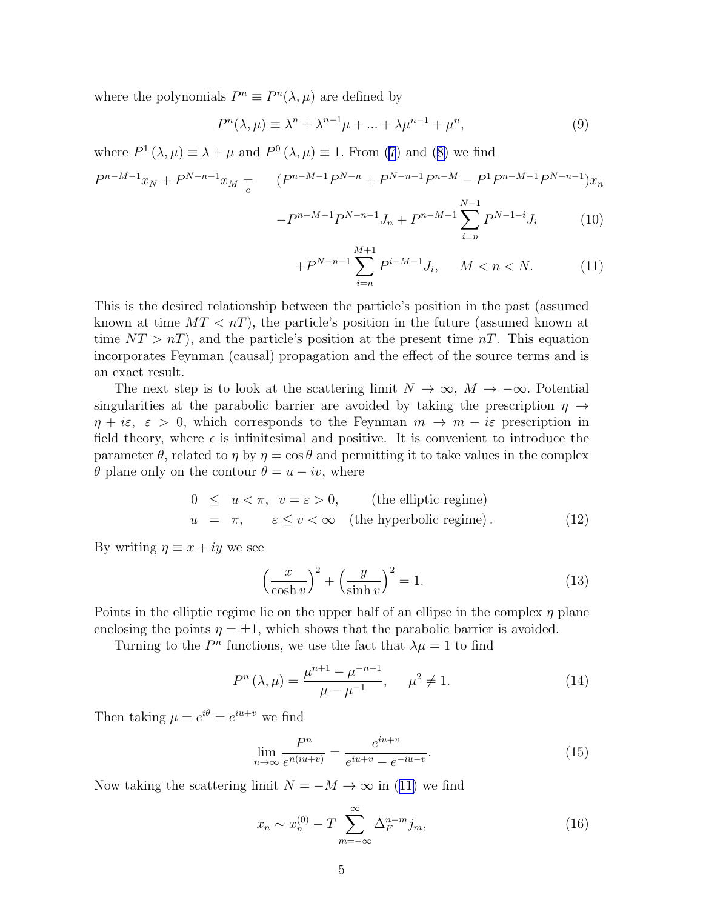where the polynomials $P^n \equiv P^n(\lambda,\mu)$ are defined by

$$P^n(\lambda,\mu) \equiv \lambda^n + \lambda^{n-1}\mu + ... + \lambda\mu^{n-1} + \mu^n, \tag{9}$$

where $P^1(\lambda,\mu) \equiv \lambda + \mu$ and $P^0(\lambda,\mu) \equiv 1$. From (7) and (8) we find

$$\begin{aligned}
P^{n-M-1}x_N + P^{N-n-1}x_M \underset{c}{=} \quad & (P^{n-M-1}P^{N-n} + P^{N-n-1}P^{n-M} - P^1 P^{n-M-1}P^{N-n-1})x_n \\
& - P^{n-M-1}P^{N-n-1}J_n + P^{n-M-1}\sum_{i=n}^{N-1} P^{N-1-i}J_i \qquad (10) \\
& + P^{N-n-1}\sum_{i=n}^{M+1} P^{i-M-1}J_i, \quad M < n < N. \qquad (11)
\end{aligned}$$

This is the desired relationship between the particle's position in the past (assumed known at time $MT < nT$), the particle's position in the future (assumed known at time $NT > nT$), and the particle's position at the present time $nT$. This equation incorporates Feynman (causal) propagation and the effect of the source terms and is an exact result.

The next step is to look at the scattering limit $N \to \infty$, $M \to -\infty$. Potential singularities at the parabolic barrier are avoided by taking the prescription $\eta \to \eta + i\varepsilon$, $\varepsilon > 0$, which corresponds to the Feynman $m \to m - i\varepsilon$ prescription in field theory, where $\epsilon$ is infinitesimal and positive. It is convenient to introduce the parameter $\theta$, related to $\eta$ by $\eta = \cos\theta$ and permitting it to take values in the complex $\theta$ plane only on the contour $\theta = u - iv$, where

$$\begin{aligned}
0 \ \le \ u < \pi, \quad v = \varepsilon > 0, \qquad & \text{(the elliptic regime)} \\
u \ = \ \pi, \qquad \varepsilon \le v < \infty \quad & \text{(the hyperbolic regime)}.
\end{aligned} \tag{12}$$

By writing $\eta \equiv x + iy$ we see

$$\left(\frac{x}{\cosh v}\right)^2 + \left(\frac{y}{\sinh v}\right)^2 = 1. \tag{13}$$

Points in the elliptic regime lie on the upper half of an ellipse in the complex $\eta$ plane enclosing the points $\eta = \pm 1$, which shows that the parabolic barrier is avoided.

Turning to the $P^n$ functions, we use the fact that $\lambda\mu = 1$ to find

$$P^n(\lambda,\mu) = \frac{\mu^{n+1} - \mu^{-n-1}}{\mu - \mu^{-1}}, \quad \mu^2 \neq 1. \tag{14}$$

Then taking $\mu = e^{i\theta} = e^{iu+v}$ we find

$$\lim_{n\to\infty} \frac{P^n}{e^{n(iu+v)}} = \frac{e^{iu+v}}{e^{iu+v} - e^{-iu-v}}. \tag{15}$$

Now taking the scattering limit $N = -M \to \infty$ in (11) we find

$$x_n \sim x_n^{(0)} - T\sum_{m=-\infty}^{\infty} \Delta_F^{n-m} j_m, \tag{16}$$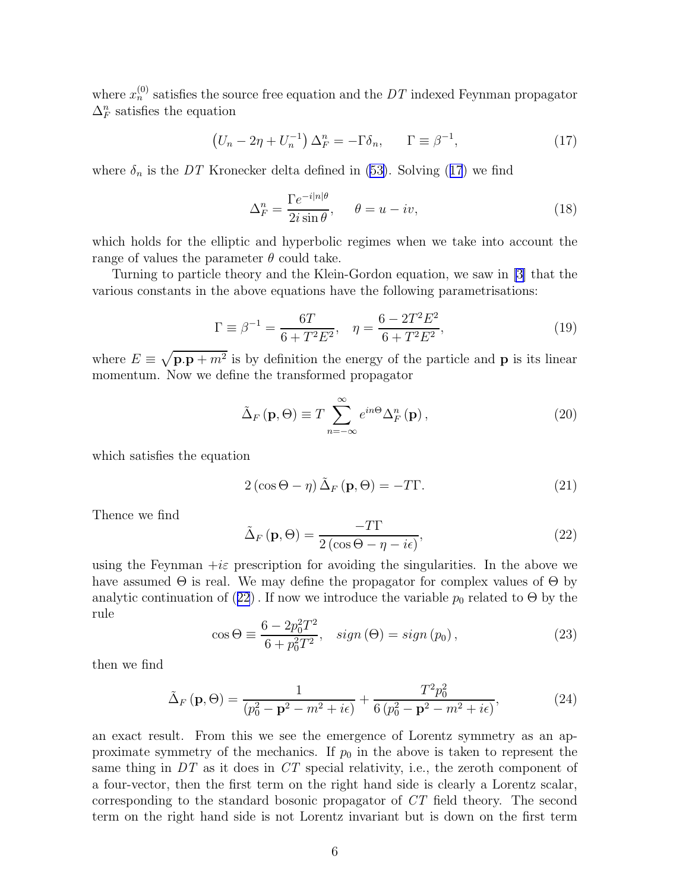where $x_n^{(0)}$ satisfies the source free equation and the $DT$ indexed Feynman propagator $\Delta_F^n$ satisfies the equation

$$\left(U_n - 2\eta + U_n^{-1}\right)\Delta_F^n = -\Gamma\delta_n, \qquad \Gamma \equiv \beta^{-1}, \tag{17}$$

where $\delta_n$ is the $DT$ Kronecker delta defined in (53). Solving (17) we find

$$\Delta_F^n = \frac{\Gamma e^{-i|n|\theta}}{2i\sin\theta}, \qquad \theta = u - iv, \tag{18}$$

which holds for the elliptic and hyperbolic regimes when we take into account the range of values the parameter $\theta$ could take.

Turning to particle theory and the Klein-Gordon equation, we saw in [3] that the various constants in the above equations have the following parametrisations:

$$\Gamma \equiv \beta^{-1} = \frac{6T}{6 + T^2E^2}, \quad \eta = \frac{6 - 2T^2E^2}{6 + T^2E^2}, \tag{19}$$

where $E \equiv \sqrt{\mathbf{p}.\mathbf{p} + m^2}$ is by definition the energy of the particle and $\mathbf{p}$ is its linear momentum. Now we define the transformed propagator

$$\tilde{\Delta}_F(\mathbf{p}, \Theta) \equiv T\sum_{n=-\infty}^{\infty} e^{in\Theta}\Delta_F^n(\mathbf{p}), \tag{20}$$

which satisfies the equation

$$2(\cos\Theta - \eta)\,\tilde{\Delta}_F(\mathbf{p}, \Theta) = -T\Gamma. \tag{21}$$

Thence we find

$$\tilde{\Delta}_F(\mathbf{p}, \Theta) = \frac{-T\Gamma}{2(\cos\Theta - \eta - i\epsilon)}, \tag{22}$$

using the Feynman $+i\varepsilon$ prescription for avoiding the singularities. In the above we have assumed $\Theta$ is real. We may define the propagator for complex values of $\Theta$ by analytic continuation of (22). If now we introduce the variable $p_0$ related to $\Theta$ by the rule

$$\cos\Theta \equiv \frac{6 - 2p_0^2T^2}{6 + p_0^2T^2}, \quad sign(\Theta) = sign(p_0), \tag{23}$$

then we find

$$\tilde{\Delta}_F(\mathbf{p}, \Theta) = \frac{1}{(p_0^2 - \mathbf{p}^2 - m^2 + i\epsilon)} + \frac{T^2p_0^2}{6(p_0^2 - \mathbf{p}^2 - m^2 + i\epsilon)}, \tag{24}$$

an exact result. From this we see the emergence of Lorentz symmetry as an approximate symmetry of the mechanics. If $p_0$ in the above is taken to represent the same thing in $DT$ as it does in $CT$ special relativity, i.e., the zeroth component of a four-vector, then the first term on the right hand side is clearly a Lorentz scalar, corresponding to the standard bosonic propagator of $CT$ field theory. The second term on the right hand side is not Lorentz invariant but is down on the first term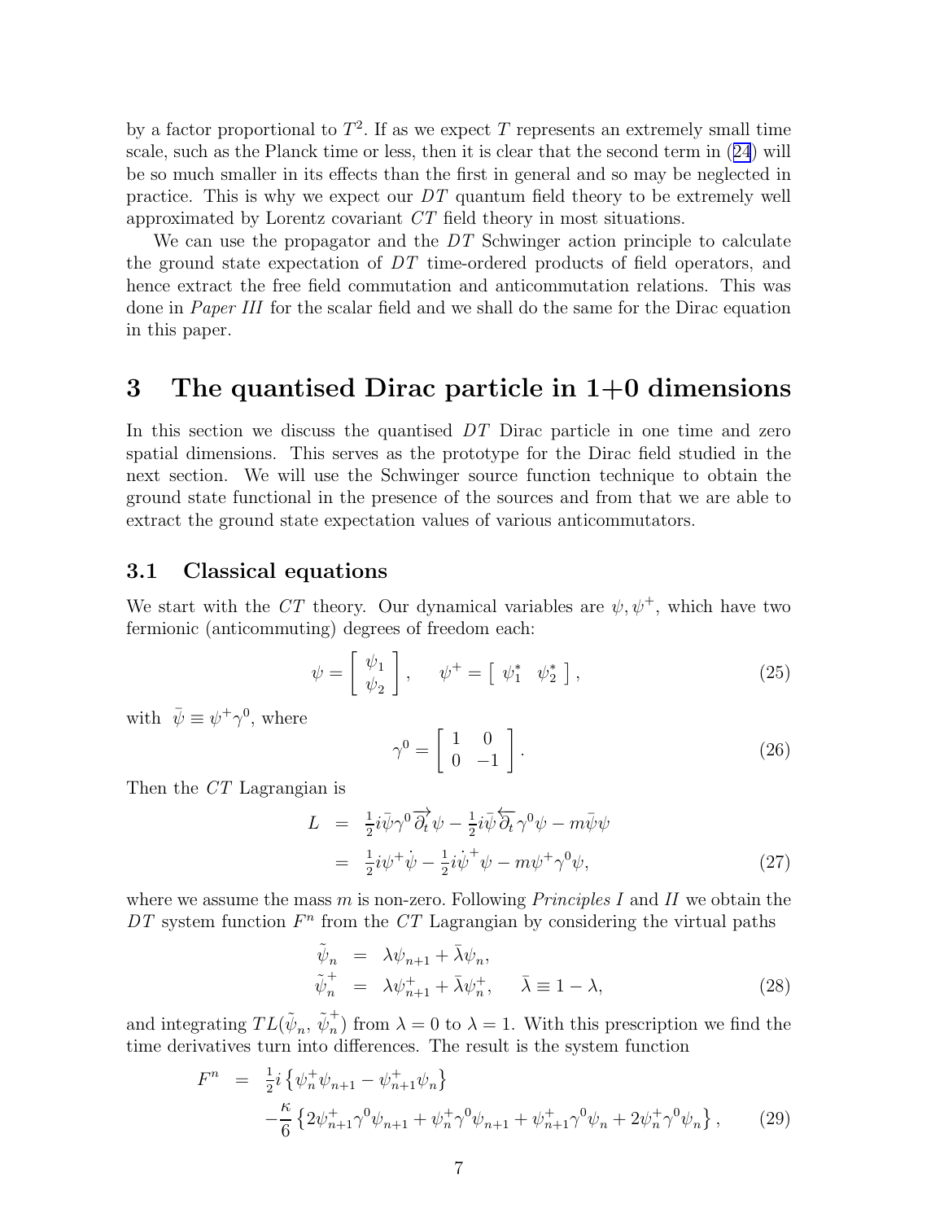by a factor proportional to $T^2$. If as we expect $T$ represents an extremely small time scale, such as the Planck time or less, then it is clear that the second term in (24) will be so much smaller in its effects than the first in general and so may be neglected in practice. This is why we expect our $DT$ quantum field theory to be extremely well approximated by Lorentz covariant $CT$ field theory in most situations.

We can use the propagator and the $DT$ Schwinger action principle to calculate the ground state expectation of $DT$ time-ordered products of field operators, and hence extract the free field commutation and anticommutation relations. This was done in *Paper III* for the scalar field and we shall do the same for the Dirac equation in this paper.

# 3 The quantised Dirac particle in 1+0 dimensions

In this section we discuss the quantised $DT$ Dirac particle in one time and zero spatial dimensions. This serves as the prototype for the Dirac field studied in the next section. We will use the Schwinger source function technique to obtain the ground state functional in the presence of the sources and from that we are able to extract the ground state expectation values of various anticommutators.

## 3.1 Classical equations

We start with the $CT$ theory. Our dynamical variables are $\psi, \psi^+$, which have two fermionic (anticommuting) degrees of freedom each:

$$\psi = \begin{bmatrix} \psi_1 \\ \psi_2 \end{bmatrix}, \quad \psi^+ = \begin{bmatrix} \psi_1^* & \psi_2^* \end{bmatrix}, \tag{25}$$

with $\bar{\psi} \equiv \psi^+ \gamma^0$, where

$$\gamma^0 = \begin{bmatrix} 1 & 0 \\ 0 & -1 \end{bmatrix}. \tag{26}$$

Then the $CT$ Lagrangian is

$$\begin{aligned} L &= \tfrac{1}{2} i \bar{\psi} \gamma^0 \overrightarrow{\partial_t} \psi - \tfrac{1}{2} i \bar{\psi} \overleftarrow{\partial_t} \gamma^0 \psi - m \bar{\psi} \psi \\ &= \tfrac{1}{2} i \psi^+ \dot{\psi} - \tfrac{1}{2} i \dot{\psi}^+ \psi - m \psi^+ \gamma^0 \psi, \end{aligned} \tag{27}$$

where we assume the mass $m$ is non-zero. Following *Principles I* and *II* we obtain the $DT$ system function $F^n$ from the $CT$ Lagrangian by considering the virtual paths

$$\begin{aligned} \tilde{\psi}_n &= \lambda \psi_{n+1} + \bar{\lambda} \psi_n, \\ \tilde{\psi}_n^+ &= \lambda \psi_{n+1}^+ + \bar{\lambda} \psi_n^+, \quad \bar{\lambda} \equiv 1 - \lambda, \end{aligned} \tag{28}$$

and integrating $TL(\tilde{\psi}_n, \tilde{\psi}_n^+)$ from $\lambda = 0$ to $\lambda = 1$. With this prescription we find the time derivatives turn into differences. The result is the system function

$$\begin{aligned} F^n &= \tfrac{1}{2} i \left\{ \psi_n^+ \psi_{n+1} - \psi_{n+1}^+ \psi_n \right\} \\ &\quad - \frac{\kappa}{6} \left\{ 2\psi_{n+1}^+ \gamma^0 \psi_{n+1} + \psi_n^+ \gamma^0 \psi_{n+1} + \psi_{n+1}^+ \gamma^0 \psi_n + 2\psi_n^+ \gamma^0 \psi_n \right\}, \end{aligned} \tag{29}$$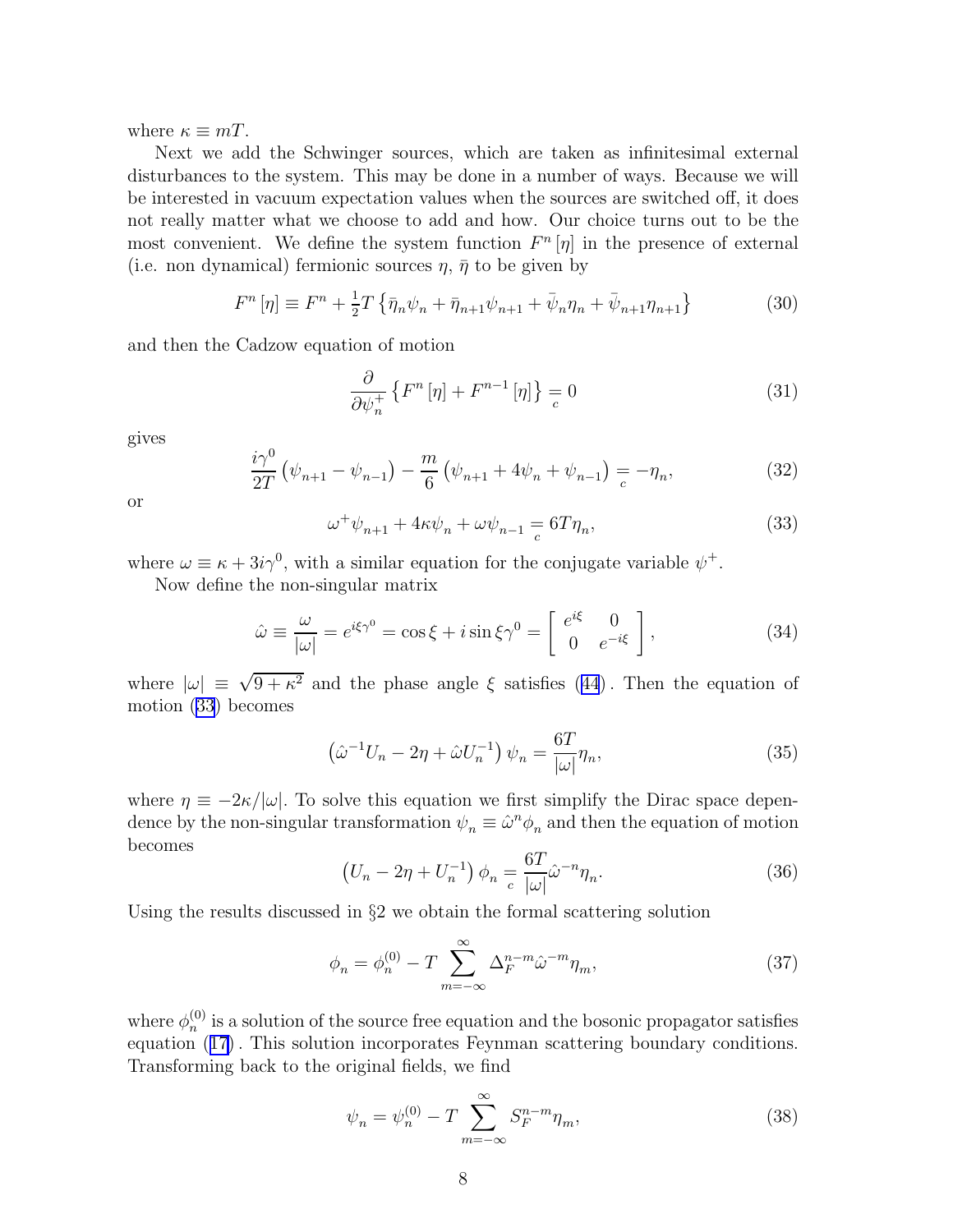where $\kappa \equiv mT$.

Next we add the Schwinger sources, which are taken as infinitesimal external disturbances to the system. This may be done in a number of ways. Because we will be interested in vacuum expectation values when the sources are switched off, it does not really matter what we choose to add and how. Our choice turns out to be the most convenient. We define the system function $F^n[\eta]$ in the presence of external (i.e. non dynamical) fermionic sources $\eta$, $\bar{\eta}$ to be given by

$$F^n[\eta] \equiv F^n + \tfrac{1}{2}T\left\{\bar{\eta}_n\psi_n + \bar{\eta}_{n+1}\psi_{n+1} + \bar{\psi}_n\eta_n + \bar{\psi}_{n+1}\eta_{n+1}\right\} \tag{30}$$

and then the Cadzow equation of motion

$$\frac{\partial}{\partial \psi_n^+}\left\{F^n[\eta] + F^{n-1}[\eta]\right\} \underset{c}{=} 0 \tag{31}$$

gives

$$\frac{i\gamma^0}{2T}\left(\psi_{n+1} - \psi_{n-1}\right) - \frac{m}{6}\left(\psi_{n+1} + 4\psi_n + \psi_{n-1}\right) \underset{c}{=} -\eta_n, \tag{32}$$

or

$$\omega^+\psi_{n+1} + 4\kappa\psi_n + \omega\psi_{n-1} \underset{c}{=} 6T\eta_n, \tag{33}$$

where $\omega \equiv \kappa + 3i\gamma^0$, with a similar equation for the conjugate variable $\psi^+$.

Now define the non-singular matrix

$$\hat{\omega} \equiv \frac{\omega}{|\omega|} = e^{i\xi\gamma^0} = \cos\xi + i\sin\xi\gamma^0 = \begin{bmatrix} e^{i\xi} & 0 \\ 0 & e^{-i\xi} \end{bmatrix}, \tag{34}$$

where $|\omega| \equiv \sqrt{9+\kappa^2}$ and the phase angle $\xi$ satisfies (44). Then the equation of motion (33) becomes

$$\left(\hat{\omega}^{-1}U_n - 2\eta + \hat{\omega}U_n^{-1}\right)\psi_n = \frac{6T}{|\omega|}\eta_n, \tag{35}$$

where $\eta \equiv -2\kappa/|\omega|$. To solve this equation we first simplify the Dirac space dependence by the non-singular transformation $\psi_n \equiv \hat{\omega}^n\phi_n$ and then the equation of motion becomes

$$\left(U_n - 2\eta + U_n^{-1}\right)\phi_n \underset{c}{=} \frac{6T}{|\omega|}\hat{\omega}^{-n}\eta_n. \tag{36}$$

Using the results discussed in §2 we obtain the formal scattering solution

$$\phi_n = \phi_n^{(0)} - T\sum_{m=-\infty}^{\infty}\Delta_F^{n-m}\hat{\omega}^{-m}\eta_m, \tag{37}$$

where $\phi_n^{(0)}$ is a solution of the source free equation and the bosonic propagator satisfies equation (17). This solution incorporates Feynman scattering boundary conditions. Transforming back to the original fields, we find

$$\psi_n = \psi_n^{(0)} - T\sum_{m=-\infty}^{\infty}S_F^{n-m}\eta_m, \tag{38}$$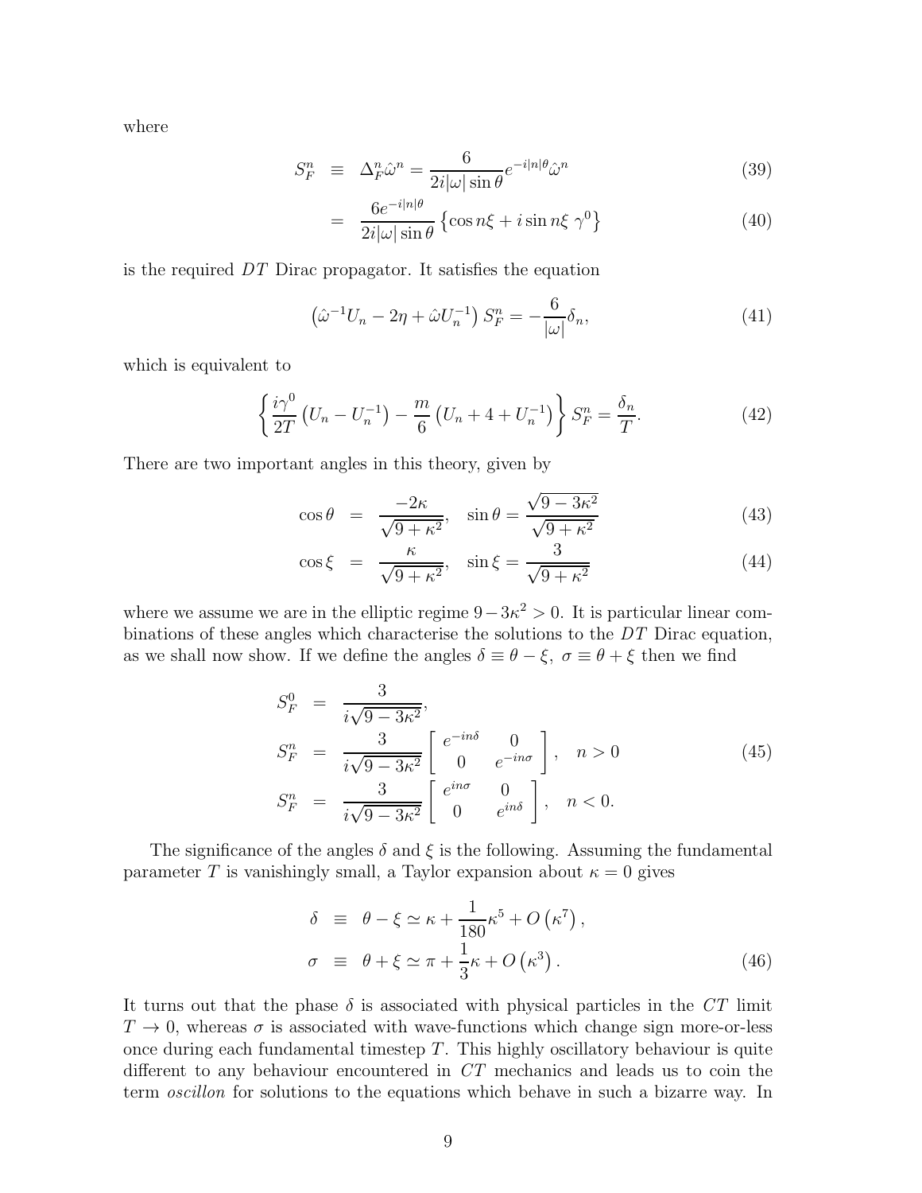where

$$
\begin{aligned}
S_F^n &\equiv \Delta_F^n \hat{\omega}^n = \frac{6}{2i|\omega|\sin\theta} e^{-i|n|\theta} \hat{\omega}^n & (39) \\
&= \frac{6e^{-i|n|\theta}}{2i|\omega|\sin\theta} \left\{ \cos n\xi + i \sin n\xi \; \gamma^0 \right\} & (40)
\end{aligned}
$$

is the required $DT$ Dirac propagator. It satisfies the equation

$$
\left( \hat{\omega}^{-1} U_n - 2\eta + \hat{\omega} U_n^{-1} \right) S_F^n = -\frac{6}{|\omega|} \delta_n, \tag{41}
$$

which is equivalent to

$$
\left\{ \frac{i\gamma^0}{2T} \left( U_n - U_n^{-1} \right) - \frac{m}{6} \left( U_n + 4 + U_n^{-1} \right) \right\} S_F^n = \frac{\delta_n}{T}. \tag{42}
$$

There are two important angles in this theory, given by

$$
\begin{aligned}
\cos\theta &= \frac{-2\kappa}{\sqrt{9+\kappa^2}}, \quad \sin\theta = \frac{\sqrt{9-3\kappa^2}}{\sqrt{9+\kappa^2}} & (43) \\
\cos\xi &= \frac{\kappa}{\sqrt{9+\kappa^2}}, \quad \sin\xi = \frac{3}{\sqrt{9+\kappa^2}} & (44)
\end{aligned}
$$

where we assume we are in the elliptic regime $9 - 3\kappa^2 > 0$. It is particular linear combinations of these angles which characterise the solutions to the $DT$ Dirac equation, as we shall now show. If we define the angles $\delta \equiv \theta - \xi$, $\sigma \equiv \theta + \xi$ then we find

$$
\begin{aligned}
S_F^0 &= \frac{3}{i\sqrt{9-3\kappa^2}}, \\
S_F^n &= \frac{3}{i\sqrt{9-3\kappa^2}} \begin{bmatrix} e^{-in\delta} & 0 \\ 0 & e^{-in\sigma} \end{bmatrix}, \quad n > 0 \\
S_F^n &= \frac{3}{i\sqrt{9-3\kappa^2}} \begin{bmatrix} e^{in\sigma} & 0 \\ 0 & e^{in\delta} \end{bmatrix}, \quad n < 0.
\end{aligned} \tag{45}
$$

The significance of the angles $\delta$ and $\xi$ is the following. Assuming the fundamental parameter $T$ is vanishingly small, a Taylor expansion about $\kappa = 0$ gives

$$
\begin{aligned}
\delta &\equiv \theta - \xi \simeq \kappa + \frac{1}{180}\kappa^5 + O\left(\kappa^7\right), \\
\sigma &\equiv \theta + \xi \simeq \pi + \frac{1}{3}\kappa + O\left(\kappa^3\right).
\end{aligned} \tag{46}
$$

It turns out that the phase $\delta$ is associated with physical particles in the $CT$ limit $T \to 0$, whereas $\sigma$ is associated with wave-functions which change sign more-or-less once during each fundamental timestep $T$. This highly oscillatory behaviour is quite different to any behaviour encountered in $CT$ mechanics and leads us to coin the term *oscillon* for solutions to the equations which behave in such a bizarre way. In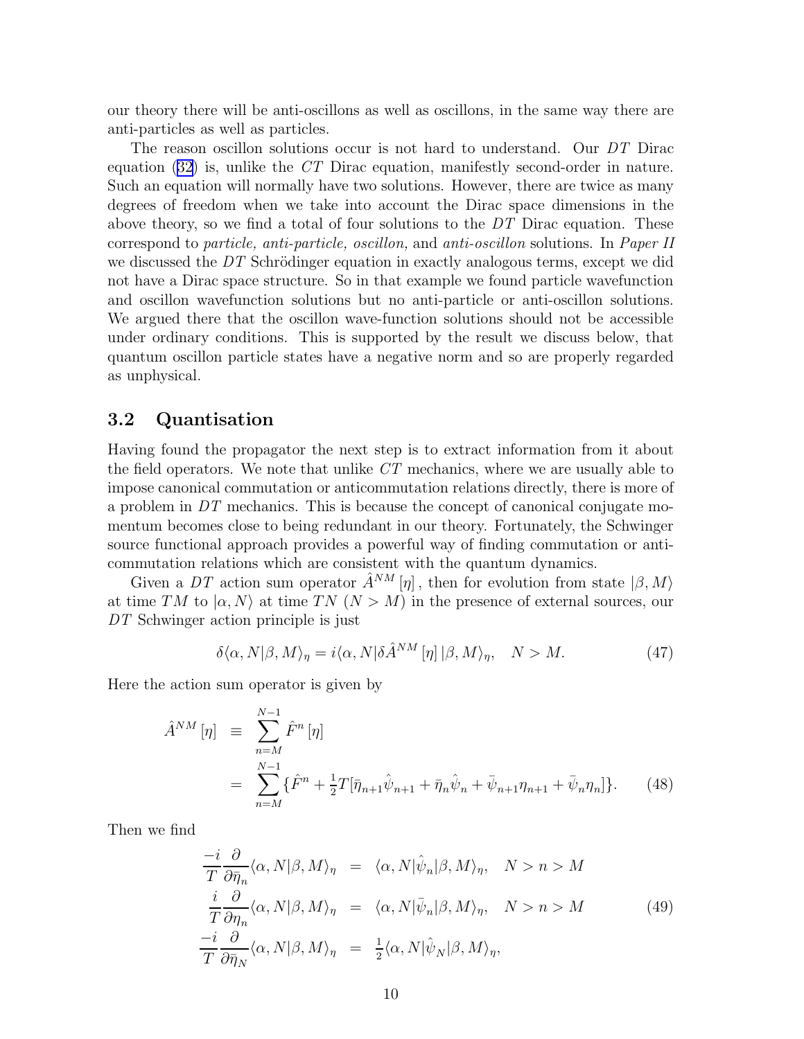our theory there will be anti-oscillons as well as oscillons, in the same way there are anti-particles as well as particles.

The reason oscillon solutions occur is not hard to understand. Our $DT$ Dirac equation (32) is, unlike the $CT$ Dirac equation, manifestly second-order in nature. Such an equation will normally have two solutions. However, there are twice as many degrees of freedom when we take into account the Dirac space dimensions in the above theory, so we find a total of four solutions to the $DT$ Dirac equation. These correspond to *particle, anti-particle, oscillon,* and *anti-oscillon* solutions. In *Paper II* we discussed the $DT$ Schrödinger equation in exactly analogous terms, except we did not have a Dirac space structure. So in that example we found particle wavefunction and oscillon wavefunction solutions but no anti-particle or anti-oscillon solutions. We argued there that the oscillon wave-function solutions should not be accessible under ordinary conditions. This is supported by the result we discuss below, that quantum oscillon particle states have a negative norm and so are properly regarded as unphysical.

## 3.2 Quantisation

Having found the propagator the next step is to extract information from it about the field operators. We note that unlike $CT$ mechanics, where we are usually able to impose canonical commutation or anticommutation relations directly, there is more of a problem in $DT$ mechanics. This is because the concept of canonical conjugate momentum becomes close to being redundant in our theory. Fortunately, the Schwinger source functional approach provides a powerful way of finding commutation or anti-commutation relations which are consistent with the quantum dynamics.

Given a $DT$ action sum operator $\hat{A}^{NM}[\eta]$, then for evolution from state $|\beta, M\rangle$ at time $TM$ to $|\alpha, N\rangle$ at time $TN$ $(N > M)$ in the presence of external sources, our $DT$ Schwinger action principle is just

$$\delta\langle\alpha, N|\beta, M\rangle_\eta = i\langle\alpha, N|\delta\hat{A}^{NM}[\eta]\,|\beta, M\rangle_\eta, \quad N > M. \tag{47}$$

Here the action sum operator is given by

$$\begin{aligned}
\hat{A}^{NM}[\eta] &\equiv \sum_{n=M}^{N-1}\hat{F}^n[\eta] \\
&= \sum_{n=M}^{N-1}\{\hat{F}^n + \tfrac{1}{2}T[\bar{\eta}_{n+1}\hat{\psi}_{n+1} + \bar{\eta}_n\hat{\psi}_n + \bar{\psi}_{n+1}\eta_{n+1} + \bar{\psi}_n\eta_n]\}.
\end{aligned} \tag{48}$$

Then we find

$$\begin{aligned}
\frac{-i}{T}\frac{\partial}{\partial\bar{\eta}_n}\langle\alpha, N|\beta, M\rangle_\eta &= \langle\alpha, N|\hat{\psi}_n|\beta, M\rangle_\eta, \quad N > n > M \\
\frac{i}{T}\frac{\partial}{\partial\eta_n}\langle\alpha, N|\beta, M\rangle_\eta &= \langle\alpha, N|\bar{\psi}_n|\beta, M\rangle_\eta, \quad N > n > M \\
\frac{-i}{T}\frac{\partial}{\partial\bar{\eta}_N}\langle\alpha, N|\beta, M\rangle_\eta &= \tfrac{1}{2}\langle\alpha, N|\hat{\psi}_N|\beta, M\rangle_\eta,
\end{aligned} \tag{49}$$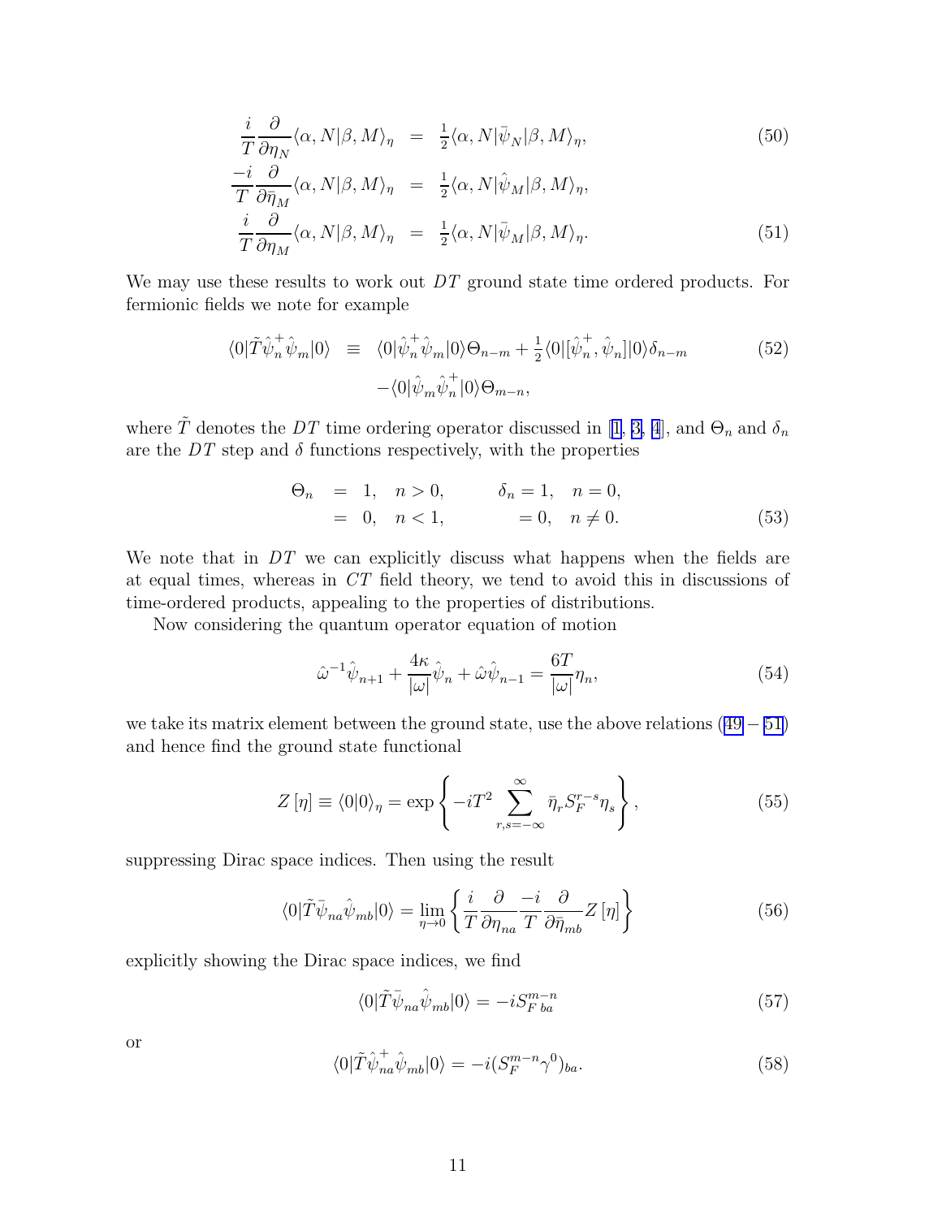$$
\begin{aligned}
\frac{i}{T}\frac{\partial}{\partial \eta_N}\langle \alpha, N|\beta, M\rangle_\eta &= \tfrac{1}{2}\langle \alpha, N|\bar{\psi}_N|\beta, M\rangle_\eta, && (50)\\
\frac{-i}{T}\frac{\partial}{\partial \bar{\eta}_M}\langle \alpha, N|\beta, M\rangle_\eta &= \tfrac{1}{2}\langle \alpha, N|\hat{\psi}_M|\beta, M\rangle_\eta, \\
\frac{i}{T}\frac{\partial}{\partial \eta_M}\langle \alpha, N|\beta, M\rangle_\eta &= \tfrac{1}{2}\langle \alpha, N|\bar{\psi}_M|\beta, M\rangle_\eta. && (51)
\end{aligned}
$$

We may use these results to work out $DT$ ground state time ordered products. For fermionic fields we note for example

$$
\begin{aligned}
\langle 0|\tilde{T}\hat{\psi}_n^+\hat{\psi}_m|0\rangle \equiv\ & \langle 0|\hat{\psi}_n^+\hat{\psi}_m|0\rangle\Theta_{n-m} + \tfrac{1}{2}\langle 0|[\hat{\psi}_n^+, \hat{\psi}_n]|0\rangle\delta_{n-m} \qquad (52)\\
& -\langle 0|\hat{\psi}_m\hat{\psi}_n^+|0\rangle\Theta_{m-n},
\end{aligned}
$$

where $\tilde{T}$ denotes the $DT$ time ordering operator discussed in [1, 3, 4], and $\Theta_n$ and $\delta_n$ are the $DT$ step and $\delta$ functions respectively, with the properties

$$
\begin{aligned}
\Theta_n &= 1, \quad n > 0, \qquad\qquad \delta_n = 1, \quad n = 0, \\
&= 0, \quad n < 1, \qquad\qquad\quad\ = 0, \quad n \neq 0. \qquad (53)
\end{aligned}
$$

We note that in $DT$ we can explicitly discuss what happens when the fields are at equal times, whereas in $CT$ field theory, we tend to avoid this in discussions of time-ordered products, appealing to the properties of distributions.

Now considering the quantum operator equation of motion

$$
\hat{\omega}^{-1}\hat{\psi}_{n+1} + \frac{4\kappa}{|\omega|}\hat{\psi}_n + \hat{\omega}\hat{\psi}_{n-1} = \frac{6T}{|\omega|}\eta_n, \qquad (54)
$$

we take its matrix element between the ground state, use the above relations (49 − 51) and hence find the ground state functional

$$
Z[\eta] \equiv \langle 0|0\rangle_\eta = \exp\left\{-iT^2 \sum_{r,s=-\infty}^{\infty} \bar{\eta}_r S_F^{r-s}\eta_s\right\}, \qquad (55)
$$

suppressing Dirac space indices. Then using the result

$$
\langle 0|\tilde{T}\bar{\psi}_{na}\hat{\psi}_{mb}|0\rangle = \lim_{\eta\to 0}\left\{\frac{i}{T}\frac{\partial}{\partial \eta_{na}}\frac{-i}{T}\frac{\partial}{\partial \bar{\eta}_{mb}}Z[\eta]\right\} \qquad (56)
$$

explicitly showing the Dirac space indices, we find

$$
\langle 0|\tilde{T}\bar{\psi}_{na}\hat{\psi}_{mb}|0\rangle = -iS_{F\,ba}^{m-n} \qquad (57)
$$

or

$$
\langle 0|\tilde{T}\hat{\psi}_{na}^+\hat{\psi}_{mb}|0\rangle = -i(S_F^{m-n}\gamma^0)_{ba}. \qquad (58)
$$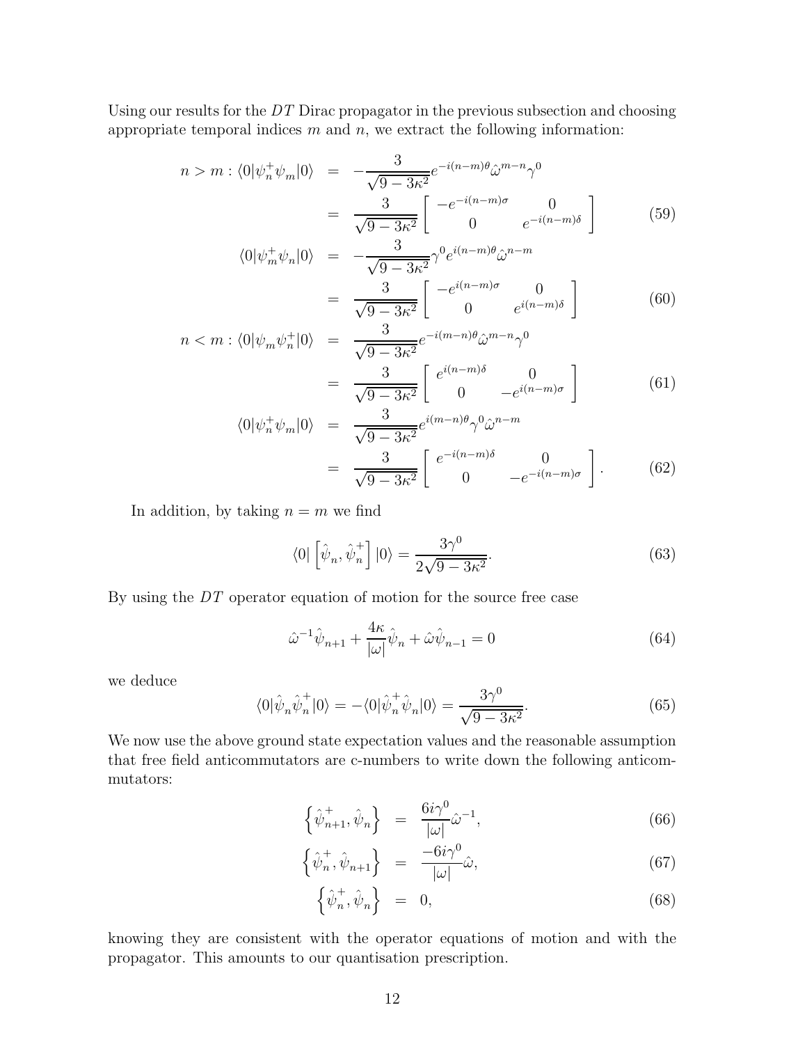Using our results for the $DT$ Dirac propagator in the previous subsection and choosing appropriate temporal indices $m$ and $n$, we extract the following information:

$$
\begin{aligned}
n > m : \langle 0|\psi_n^+ \psi_m|0\rangle &= -\frac{3}{\sqrt{9-3\kappa^2}} e^{-i(n-m)\theta} \hat{\omega}^{m-n}\gamma^0 \\
&= \frac{3}{\sqrt{9-3\kappa^2}} \begin{bmatrix} -e^{-i(n-m)\sigma} & 0 \\ 0 & e^{-i(n-m)\delta} \end{bmatrix} \qquad (59) \\
\langle 0|\psi_m^+ \psi_n|0\rangle &= -\frac{3}{\sqrt{9-3\kappa^2}} \gamma^0 e^{i(n-m)\theta} \hat{\omega}^{n-m} \\
&= \frac{3}{\sqrt{9-3\kappa^2}} \begin{bmatrix} -e^{i(n-m)\sigma} & 0 \\ 0 & e^{i(n-m)\delta} \end{bmatrix} \qquad (60) \\
n < m : \langle 0|\psi_m \psi_n^+|0\rangle &= \frac{3}{\sqrt{9-3\kappa^2}} e^{-i(m-n)\theta} \hat{\omega}^{m-n}\gamma^0 \\
&= \frac{3}{\sqrt{9-3\kappa^2}} \begin{bmatrix} e^{i(n-m)\delta} & 0 \\ 0 & -e^{i(n-m)\sigma} \end{bmatrix} \qquad (61) \\
\langle 0|\psi_n^+ \psi_m|0\rangle &= \frac{3}{\sqrt{9-3\kappa^2}} e^{i(m-n)\theta} \gamma^0 \hat{\omega}^{n-m} \\
&= \frac{3}{\sqrt{9-3\kappa^2}} \begin{bmatrix} e^{-i(n-m)\delta} & 0 \\ 0 & -e^{-i(n-m)\sigma} \end{bmatrix}. \qquad (62)
\end{aligned}
$$

In addition, by taking $n = m$ we find

$$
\langle 0| \left[\hat{\psi}_n, \hat{\psi}_n^+\right] |0\rangle = \frac{3\gamma^0}{2\sqrt{9-3\kappa^2}}. \qquad (63)
$$

By using the $DT$ operator equation of motion for the source free case

$$
\hat{\omega}^{-1}\hat{\psi}_{n+1} + \frac{4\kappa}{|\omega|}\hat{\psi}_n + \hat{\omega}\hat{\psi}_{n-1} = 0 \qquad (64)
$$

we deduce

$$
\langle 0|\hat{\psi}_n \hat{\psi}_n^+|0\rangle = -\langle 0|\hat{\psi}_n^+ \hat{\psi}_n|0\rangle = \frac{3\gamma^0}{\sqrt{9-3\kappa^2}}. \qquad (65)
$$

We now use the above ground state expectation values and the reasonable assumption that free field anticommutators are c-numbers to write down the following anticommutators:

$$
\begin{aligned}
\left\{\hat{\psi}_{n+1}^+, \hat{\psi}_n\right\} &= \frac{6i\gamma^0}{|\omega|}\hat{\omega}^{-1}, \qquad (66) \\
\left\{\hat{\psi}_n^+, \hat{\psi}_{n+1}\right\} &= \frac{-6i\gamma^0}{|\omega|}\hat{\omega}, \qquad (67) \\
\left\{\hat{\psi}_n^+, \hat{\psi}_n\right\} &= 0, \qquad (68)
\end{aligned}
$$

knowing they are consistent with the operator equations of motion and with the propagator. This amounts to our quantisation prescription.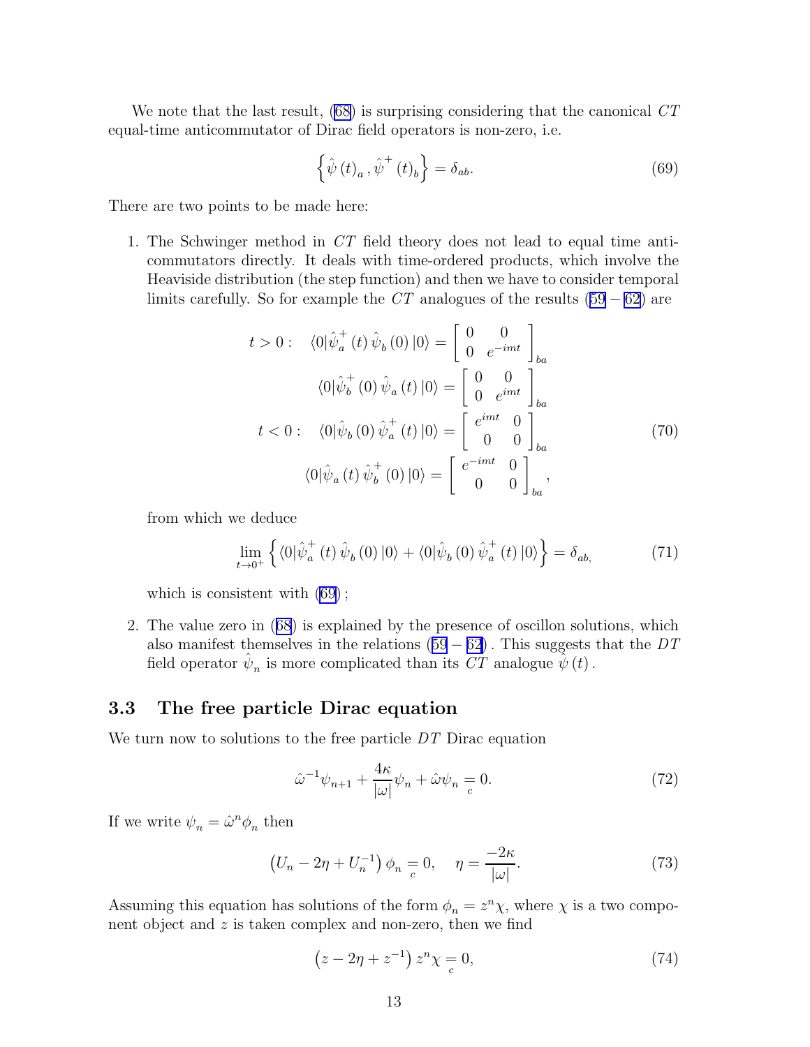We note that the last result, (68) is surprising considering that the canonical $CT$ equal-time anticommutator of Dirac field operators is non-zero, i.e.

$$\left\{ \hat{\psi}\left(t\right)_a, \hat{\psi}^+\left(t\right)_b \right\} = \delta_{ab}. \tag{69}$$

There are two points to be made here:

1. The Schwinger method in $CT$ field theory does not lead to equal time anticommutators directly. It deals with time-ordered products, which involve the Heaviside distribution (the step function) and then we have to consider temporal limits carefully. So for example the $CT$ analogues of the results $(59-62)$ are

$$\begin{aligned} t > 0: \quad \langle 0|\hat{\psi}_a^+\left(t\right)\hat{\psi}_b\left(0\right)|0\rangle &= \left[\begin{array}{cc} 0 & 0 \\ 0 & e^{-imt} \end{array}\right]_{ba} \\ \langle 0|\hat{\psi}_b^+\left(0\right)\hat{\psi}_a\left(t\right)|0\rangle &= \left[\begin{array}{cc} 0 & 0 \\ 0 & e^{imt} \end{array}\right]_{ba} \\ t < 0: \quad \langle 0|\hat{\psi}_b\left(0\right)\hat{\psi}_a^+\left(t\right)|0\rangle &= \left[\begin{array}{cc} e^{imt} & 0 \\ 0 & 0 \end{array}\right]_{ba} \\ \langle 0|\hat{\psi}_a\left(t\right)\hat{\psi}_b^+\left(0\right)|0\rangle &= \left[\begin{array}{cc} e^{-imt} & 0 \\ 0 & 0 \end{array}\right]_{ba}, \end{aligned} \tag{70}$$

   from which we deduce

$$\lim_{t\rightarrow 0^+}\left\{ \langle 0|\hat{\psi}_a^+\left(t\right)\hat{\psi}_b\left(0\right)|0\rangle + \langle 0|\hat{\psi}_b\left(0\right)\hat{\psi}_a^+\left(t\right)|0\rangle \right\} = \delta_{ab,} \tag{71}$$

   which is consistent with $(69)$;

2. The value zero in (68) is explained by the presence of oscillon solutions, which also manifest themselves in the relations $(59-62)$. This suggests that the $DT$ field operator $\hat{\psi}_n$ is more complicated than its $CT$ analogue $\hat{\psi}\left(t\right)$.

### 3.3 The free particle Dirac equation

We turn now to solutions to the free particle $DT$ Dirac equation

$$\hat{\omega}^{-1}\psi_{n+1} + \frac{4\kappa}{|\omega|}\psi_n + \hat{\omega}\psi_n \underset{c}{=} 0. \tag{72}$$

If we write $\psi_n = \hat{\omega}^n\phi_n$ then

$$\left(U_n - 2\eta + U_n^{-1}\right)\phi_n \underset{c}{=} 0, \quad \eta = \frac{-2\kappa}{|\omega|}. \tag{73}$$

Assuming this equation has solutions of the form $\phi_n = z^n\chi$, where $\chi$ is a two component object and $z$ is taken complex and non-zero, then we find

$$\left(z - 2\eta + z^{-1}\right)z^n\chi \underset{c}{=} 0, \tag{74}$$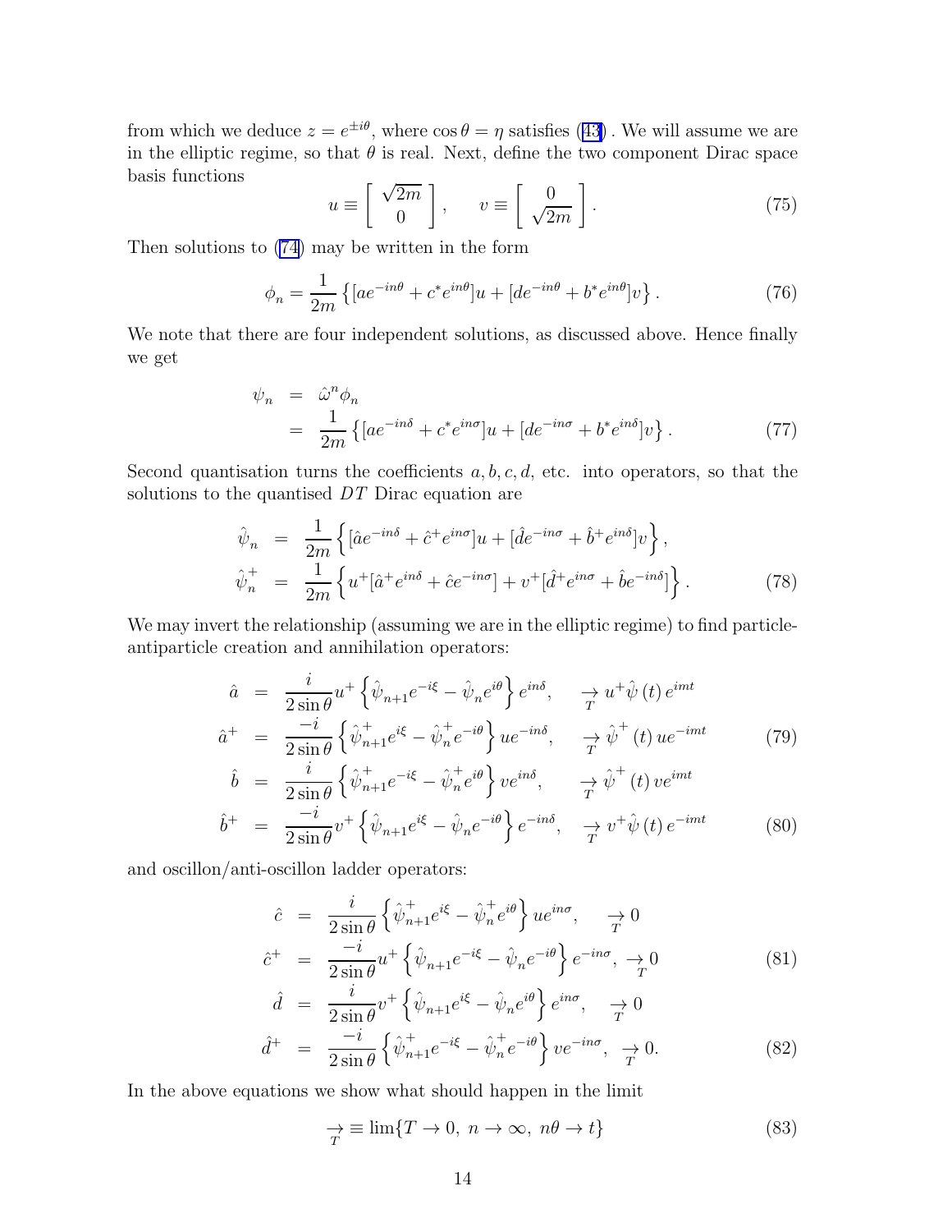from which we deduce $z = e^{\pm i\theta}$, where $\cos\theta = \eta$ satisfies (43). We will assume we are in the elliptic regime, so that $\theta$ is real. Next, define the two component Dirac space basis functions

$$
u \equiv \begin{bmatrix} \sqrt{2m} \\ 0 \end{bmatrix}, \qquad v \equiv \begin{bmatrix} 0 \\ \sqrt{2m} \end{bmatrix}. \tag{75}
$$

Then solutions to (74) may be written in the form

$$
\phi_n = \frac{1}{2m} \left\{ [ae^{-in\theta} + c^* e^{in\theta}]u + [de^{-in\theta} + b^* e^{in\theta}]v \right\}. \tag{76}
$$

We note that there are four independent solutions, as discussed above. Hence finally we get

$$
\begin{aligned}
\psi_n &= \hat{\omega}^n \phi_n \\
&= \frac{1}{2m} \left\{ [ae^{-in\delta} + c^* e^{in\sigma}]u + [de^{-in\sigma} + b^* e^{in\delta}]v \right\}.
\end{aligned} \tag{77}
$$

Second quantisation turns the coefficients $a, b, c, d$, etc. into operators, so that the solutions to the quantised $DT$ Dirac equation are

$$
\begin{aligned}
\hat{\psi}_n &= \frac{1}{2m} \left\{ [\hat{a}e^{-in\delta} + \hat{c}^+ e^{in\sigma}]u + [\hat{d}e^{-in\sigma} + \hat{b}^+ e^{in\delta}]v \right\}, \\
\hat{\psi}_n^+ &= \frac{1}{2m} \left\{ u^+[\hat{a}^+ e^{in\delta} + \hat{c}e^{-in\sigma}] + v^+[\hat{d}^+ e^{in\sigma} + \hat{b}e^{-in\delta}] \right\}.
\end{aligned} \tag{78}
$$

We may invert the relationship (assuming we are in the elliptic regime) to find particle-antiparticle creation and annihilation operators:

$$
\begin{aligned}
\hat{a} &= \frac{i}{2\sin\theta} u^+ \left\{ \hat{\psi}_{n+1} e^{-i\xi} - \hat{\psi}_n e^{i\theta} \right\} e^{in\delta}, \quad \underset{T}{\rightarrow} u^+ \hat{\psi}(t)\, e^{imt} \\
\hat{a}^+ &= \frac{-i}{2\sin\theta} \left\{ \hat{\psi}_{n+1}^+ e^{i\xi} - \hat{\psi}_n^+ e^{-i\theta} \right\} u e^{-in\delta}, \quad \underset{T}{\rightarrow} \hat{\psi}^+(t)\, u e^{-imt}
\end{aligned} \tag{79}
$$

$$
\begin{aligned}
\hat{b} &= \frac{i}{2\sin\theta} \left\{ \hat{\psi}_{n+1}^+ e^{-i\xi} - \hat{\psi}_n^+ e^{i\theta} \right\} v e^{in\delta}, \quad \underset{T}{\rightarrow} \hat{\psi}^+(t)\, v e^{imt} \\
\hat{b}^+ &= \frac{-i}{2\sin\theta} v^+ \left\{ \hat{\psi}_{n+1} e^{i\xi} - \hat{\psi}_n e^{-i\theta} \right\} e^{-in\delta}, \quad \underset{T}{\rightarrow} v^+ \hat{\psi}(t)\, e^{-imt}
\end{aligned} \tag{80}
$$

and oscillon/anti-oscillon ladder operators:

$$
\begin{aligned}
\hat{c} &= \frac{i}{2\sin\theta} \left\{ \hat{\psi}_{n+1}^+ e^{i\xi} - \hat{\psi}_n^+ e^{i\theta} \right\} u e^{in\sigma}, \quad \underset{T}{\rightarrow} 0 \\
\hat{c}^+ &= \frac{-i}{2\sin\theta} u^+ \left\{ \hat{\psi}_{n+1} e^{-i\xi} - \hat{\psi}_n e^{-i\theta} \right\} e^{-in\sigma}, \quad \underset{T}{\rightarrow} 0
\end{aligned} \tag{81}
$$

$$
\begin{aligned}
\hat{d} &= \frac{i}{2\sin\theta} v^+ \left\{ \hat{\psi}_{n+1} e^{i\xi} - \hat{\psi}_n e^{i\theta} \right\} e^{in\sigma}, \quad \underset{T}{\rightarrow} 0 \\
\hat{d}^+ &= \frac{-i}{2\sin\theta} \left\{ \hat{\psi}_{n+1}^+ e^{-i\xi} - \hat{\psi}_n^+ e^{-i\theta} \right\} v e^{-in\sigma}, \quad \underset{T}{\rightarrow} 0.
\end{aligned} \tag{82}
$$

In the above equations we show what should happen in the limit

$$
\underset{T}{\rightarrow} \equiv \lim\{T \to 0,\ n \to \infty,\ n\theta \to t\} \tag{83}
$$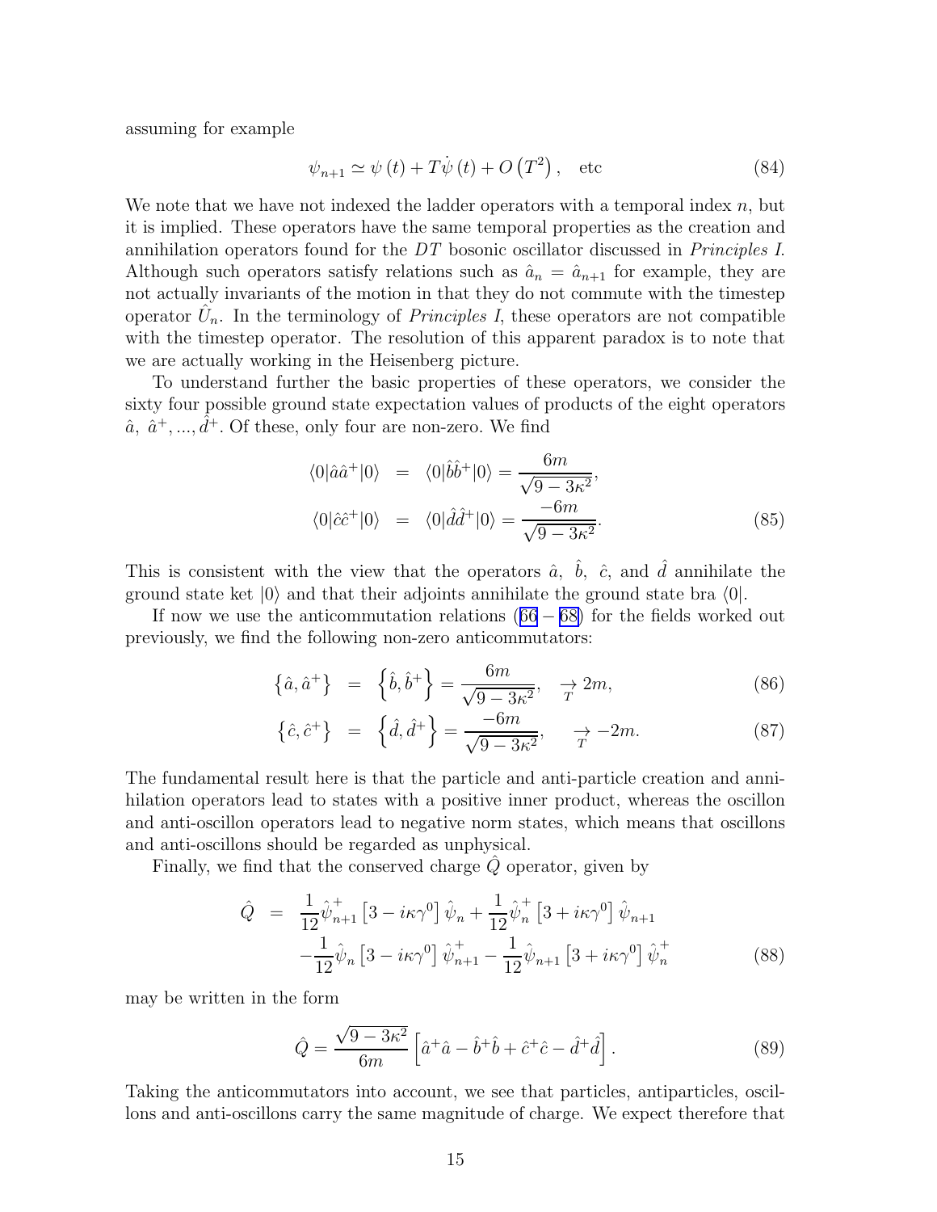assuming for example

$$\psi_{n+1} \simeq \psi(t) + T\dot{\psi}(t) + O\left(T^2\right), \quad \text{etc} \tag{84}$$

We note that we have not indexed the ladder operators with a temporal index $n$, but it is implied. These operators have the same temporal properties as the creation and annihilation operators found for the $DT$ bosonic oscillator discussed in *Principles I*. Although such operators satisfy relations such as $\hat{a}_n = \hat{a}_{n+1}$ for example, they are not actually invariants of the motion in that they do not commute with the timestep operator $\hat{U}_n$. In the terminology of *Principles I*, these operators are not compatible with the timestep operator. The resolution of this apparent paradox is to note that we are actually working in the Heisenberg picture.

To understand further the basic properties of these operators, we consider the sixty four possible ground state expectation values of products of the eight operators $\hat{a},\ \hat{a}^+, ..., \hat{d}^+$. Of these, only four are non-zero. We find

$$\begin{aligned}
\langle 0|\hat{a}\hat{a}^+|0\rangle &= \langle 0|\hat{b}\hat{b}^+|0\rangle = \frac{6m}{\sqrt{9-3\kappa^2}}, \\
\langle 0|\hat{c}\hat{c}^+|0\rangle &= \langle 0|\hat{d}\hat{d}^+|0\rangle = \frac{-6m}{\sqrt{9-3\kappa^2}}.
\end{aligned} \tag{85}$$

This is consistent with the view that the operators $\hat{a},\ \hat{b},\ \hat{c}$, and $\hat{d}$ annihilate the ground state ket $|0\rangle$ and that their adjoints annihilate the ground state bra $\langle 0|$.

If now we use the anticommutation relations ($66-68$) for the fields worked out previously, we find the following non-zero anticommutators:

$$\left\{\hat{a}, \hat{a}^+\right\} = \left\{\hat{b}, \hat{b}^+\right\} = \frac{6m}{\sqrt{9-3\kappa^2}}, \quad \underset{T}{\rightarrow} 2m, \tag{86}$$

$$\left\{\hat{c}, \hat{c}^+\right\} = \left\{\hat{d}, \hat{d}^+\right\} = \frac{-6m}{\sqrt{9-3\kappa^2}}, \quad \underset{T}{\rightarrow} -2m. \tag{87}$$

The fundamental result here is that the particle and anti-particle creation and annihilation operators lead to states with a positive inner product, whereas the oscillon and anti-oscillon operators lead to negative norm states, which means that oscillons and anti-oscillons should be regarded as unphysical.

Finally, we find that the conserved charge $\hat{Q}$ operator, given by

$$\begin{aligned}
\hat{Q} &= \frac{1}{12}\hat{\psi}^+_{n+1}\left[3 - i\kappa\gamma^0\right]\hat{\psi}_n + \frac{1}{12}\hat{\psi}^+_n\left[3 + i\kappa\gamma^0\right]\hat{\psi}_{n+1} \\
&\quad -\frac{1}{12}\hat{\psi}_n\left[3 - i\kappa\gamma^0\right]\hat{\psi}^+_{n+1} - \frac{1}{12}\hat{\psi}_{n+1}\left[3 + i\kappa\gamma^0\right]\hat{\psi}^+_n
\end{aligned} \tag{88}$$

may be written in the form

$$\hat{Q} = \frac{\sqrt{9-3\kappa^2}}{6m}\left[\hat{a}^+\hat{a} - \hat{b}^+\hat{b} + \hat{c}^+\hat{c} - \hat{d}^+\hat{d}\right]. \tag{89}$$

Taking the anticommutators into account, we see that particles, antiparticles, oscillons and anti-oscillons carry the same magnitude of charge. We expect therefore that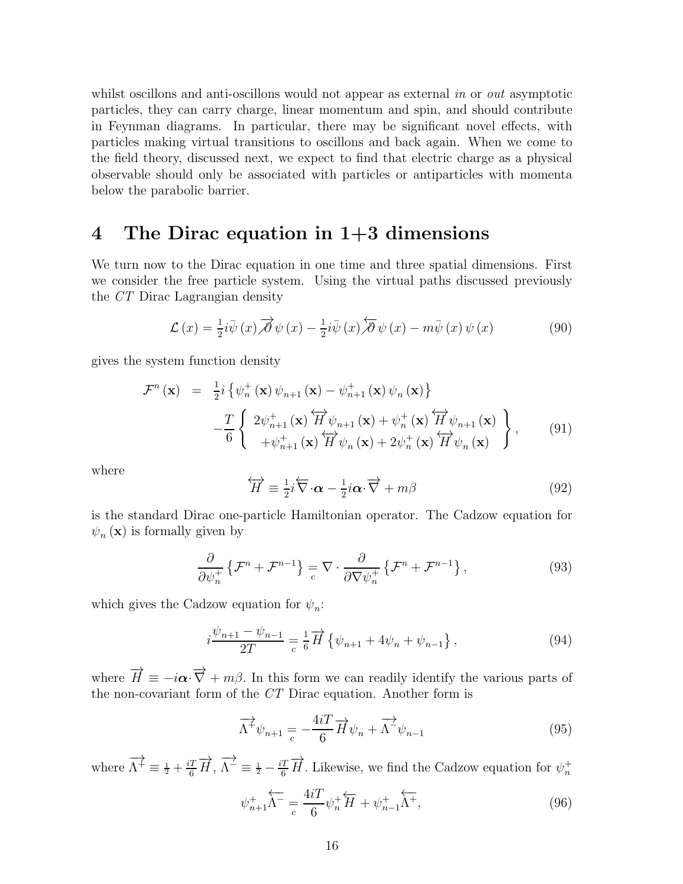whilst oscillons and anti-oscillons would not appear as external *in* or *out* asymptotic particles, they can carry charge, linear momentum and spin, and should contribute in Feynman diagrams. In particular, there may be significant novel effects, with particles making virtual transitions to oscillons and back again. When we come to the field theory, discussed next, we expect to find that electric charge as a physical observable should only be associated with particles or antiparticles with momenta below the parabolic barrier.

# 4 The Dirac equation in 1+3 dimensions

We turn now to the Dirac equation in one time and three spatial dimensions. First we consider the free particle system. Using the virtual paths discussed previously the $CT$ Dirac Lagrangian density

$$\mathcal{L}(x) = \tfrac{1}{2} i\bar{\psi}(x) \overrightarrow{\partial\!\!\!/} \psi(x) - \tfrac{1}{2} i\bar{\psi}(x) \overleftarrow{\partial\!\!\!/} \psi(x) - m\bar{\psi}(x)\psi(x) \tag{90}$$

gives the system function density

$$\begin{aligned}
\mathcal{F}^n(\mathbf{x}) &= \tfrac{1}{2} i \left\{ \psi_n^+(\mathbf{x}) \psi_{n+1}(\mathbf{x}) - \psi_{n+1}^+(\mathbf{x}) \psi_n(\mathbf{x}) \right\} \\
&\quad - \frac{T}{6} \left\{ \begin{array}{c} 2\psi_{n+1}^+(\mathbf{x}) \overleftrightarrow{H} \psi_{n+1}(\mathbf{x}) + \psi_n^+(\mathbf{x}) \overleftrightarrow{H} \psi_{n+1}(\mathbf{x}) \\ + \psi_{n+1}^+(\mathbf{x}) \overleftrightarrow{H} \psi_n(\mathbf{x}) + 2\psi_n^+(\mathbf{x}) \overleftrightarrow{H} \psi_n(\mathbf{x}) \end{array} \right\},
\end{aligned} \tag{91}$$

where

$$\overleftrightarrow{H} \equiv \tfrac{1}{2} i \overleftarrow{\nabla} \cdot \boldsymbol{\alpha} - \tfrac{1}{2} i \boldsymbol{\alpha} \cdot \overrightarrow{\nabla} + m\beta \tag{92}$$

is the standard Dirac one-particle Hamiltonian operator. The Cadzow equation for $\psi_n(\mathbf{x})$ is formally given by

$$\frac{\partial}{\partial \psi_n^+} \left\{ \mathcal{F}^n + \mathcal{F}^{n-1} \right\} \underset{c}{=} \nabla \cdot \frac{\partial}{\partial \nabla \psi_n^+} \left\{ \mathcal{F}^n + \mathcal{F}^{n-1} \right\}, \tag{93}$$

which gives the Cadzow equation for $\psi_n$:

$$i \frac{\psi_{n+1} - \psi_{n-1}}{2T} \underset{c}{=} \tfrac{1}{6} \overrightarrow{H} \left\{ \psi_{n+1} + 4\psi_n + \psi_{n-1} \right\}, \tag{94}$$

where $\overrightarrow{H} \equiv -i\boldsymbol{\alpha} \cdot \overrightarrow{\nabla} + m\beta$. In this form we can readily identify the various parts of the non-covariant form of the $CT$ Dirac equation. Another form is

$$\overrightarrow{\Lambda^+} \psi_{n+1} \underset{c}{=} -\frac{4iT}{6} \overrightarrow{H} \psi_n + \overrightarrow{\Lambda^-} \psi_{n-1} \tag{95}$$

where $\overrightarrow{\Lambda^+} \equiv \frac{1}{2} + \frac{iT}{6} \overrightarrow{H}$, $\overrightarrow{\Lambda^-} \equiv \frac{1}{2} - \frac{iT}{6} \overrightarrow{H}$. Likewise, we find the Cadzow equation for $\psi_n^+$

$$\psi_{n+1}^+ \overleftarrow{\Lambda^-} \underset{c}{=} \frac{4iT}{6} \psi_n^+ \overleftarrow{H} + \psi_{n-1}^+ \overleftarrow{\Lambda^+}, \tag{96}$$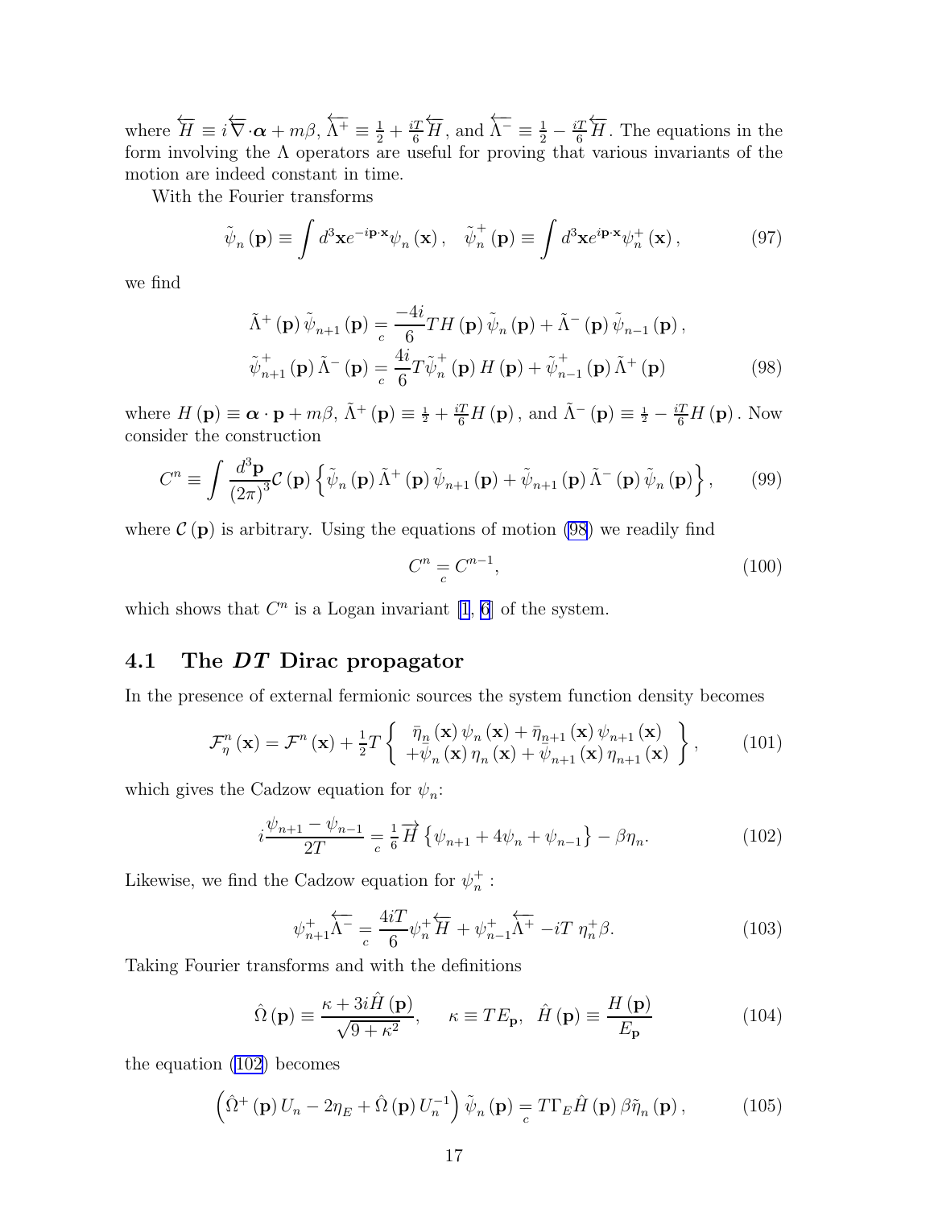where $\overleftarrow{H} \equiv i\overleftarrow{\nabla}\cdot\boldsymbol{\alpha} + m\beta$, $\overleftarrow{\Lambda^{+}} \equiv \frac{1}{2} + \frac{iT}{6}\overleftarrow{H}$, and $\overleftarrow{\Lambda^{-}} \equiv \frac{1}{2} - \frac{iT}{6}\overleftarrow{H}$. The equations in the form involving the $\Lambda$ operators are useful for proving that various invariants of the motion are indeed constant in time.

With the Fourier transforms

$$\tilde{\psi}_n(\mathbf{p}) \equiv \int d^3\mathbf{x} e^{-i\mathbf{p}\cdot\mathbf{x}} \psi_n(\mathbf{x}), \quad \tilde{\psi}_n^{+}(\mathbf{p}) \equiv \int d^3\mathbf{x} e^{i\mathbf{p}\cdot\mathbf{x}} \psi_n^{+}(\mathbf{x}), \tag{97}$$

we find

$$\begin{aligned}
\tilde{\Lambda}^{+}(\mathbf{p})\tilde{\psi}_{n+1}(\mathbf{p}) &\underset{c}{=} \frac{-4i}{6} T H(\mathbf{p})\tilde{\psi}_n(\mathbf{p}) + \tilde{\Lambda}^{-}(\mathbf{p})\tilde{\psi}_{n-1}(\mathbf{p}), \\
\tilde{\psi}_{n+1}^{+}(\mathbf{p})\tilde{\Lambda}^{-}(\mathbf{p}) &\underset{c}{=} \frac{4i}{6} T \tilde{\psi}_n^{+}(\mathbf{p}) H(\mathbf{p}) + \tilde{\psi}_{n-1}^{+}(\mathbf{p})\tilde{\Lambda}^{+}(\mathbf{p})
\end{aligned} \tag{98}$$

where $H(\mathbf{p}) \equiv \boldsymbol{\alpha}\cdot\mathbf{p} + m\beta$, $\tilde{\Lambda}^{+}(\mathbf{p}) \equiv \frac{1}{2} + \frac{iT}{6}H(\mathbf{p})$, and $\tilde{\Lambda}^{-}(\mathbf{p}) \equiv \frac{1}{2} - \frac{iT}{6}H(\mathbf{p})$. Now consider the construction

$$C^n \equiv \int \frac{d^3\mathbf{p}}{(2\pi)^3} \mathcal{C}(\mathbf{p}) \left\{ \tilde{\psi}_n(\mathbf{p})\tilde{\Lambda}^{+}(\mathbf{p})\tilde{\psi}_{n+1}(\mathbf{p}) + \tilde{\psi}_{n+1}(\mathbf{p})\tilde{\Lambda}^{-}(\mathbf{p})\tilde{\psi}_n(\mathbf{p}) \right\}, \tag{99}$$

where $\mathcal{C}(\mathbf{p})$ is arbitrary. Using the equations of motion (98) we readily find

$$C^n \underset{c}{=} C^{n-1}, \tag{100}$$

which shows that $C^n$ is a Logan invariant [1, 6] of the system.

### 4.1 The $DT$ Dirac propagator

In the presence of external fermionic sources the system function density becomes

$$\mathcal{F}_\eta^n(\mathbf{x}) = \mathcal{F}^n(\mathbf{x}) + \tfrac{1}{2}T \left\{ \begin{array}{c} \bar{\eta}_n(\mathbf{x})\psi_n(\mathbf{x}) + \bar{\eta}_{n+1}(\mathbf{x})\psi_{n+1}(\mathbf{x}) \\ +\bar{\psi}_n(\mathbf{x})\eta_n(\mathbf{x}) + \bar{\psi}_{n+1}(\mathbf{x})\eta_{n+1}(\mathbf{x}) \end{array} \right\}, \tag{101}$$

which gives the Cadzow equation for $\psi_n$:

$$i\frac{\psi_{n+1} - \psi_{n-1}}{2T} \underset{c}{=} \tfrac{1}{6}\overrightarrow{H}\left\{\psi_{n+1} + 4\psi_n + \psi_{n-1}\right\} - \beta\eta_n. \tag{102}$$

Likewise, we find the Cadzow equation for $\psi_n^{+}$ :

$$\psi_{n+1}^{+}\overleftarrow{\Lambda^{-}} \underset{c}{=} \frac{4iT}{6}\psi_n^{+}\overleftarrow{H} + \psi_{n-1}^{+}\overleftarrow{\Lambda^{+}} - iT\,\eta_n^{+}\beta. \tag{103}$$

Taking Fourier transforms and with the definitions

$$\hat{\Omega}(\mathbf{p}) \equiv \frac{\kappa + 3i\hat{H}(\mathbf{p})}{\sqrt{9+\kappa^2}}, \quad \kappa \equiv TE_{\mathbf{p}}, \quad \hat{H}(\mathbf{p}) \equiv \frac{H(\mathbf{p})}{E_{\mathbf{p}}} \tag{104}$$

the equation (102) becomes

$$\left(\hat{\Omega}^{+}(\mathbf{p})U_n - 2\eta_E + \hat{\Omega}(\mathbf{p})U_n^{-1}\right)\tilde{\psi}_n(\mathbf{p}) \underset{c}{=} T\Gamma_E \hat{H}(\mathbf{p})\beta\tilde{\eta}_n(\mathbf{p}), \tag{105}$$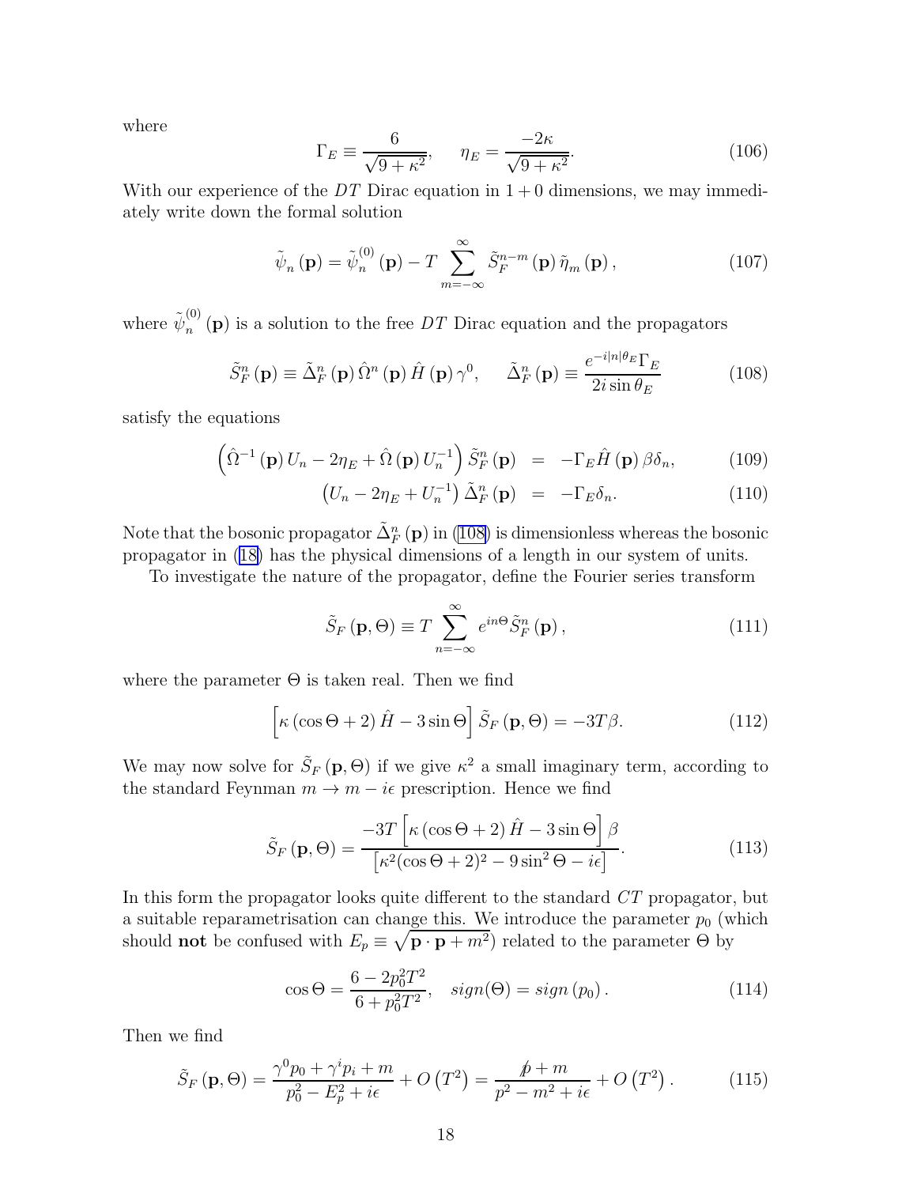where

$$\Gamma_E \equiv \frac{6}{\sqrt{9+\kappa^2}}, \qquad \eta_E = \frac{-2\kappa}{\sqrt{9+\kappa^2}}. \tag{106}$$

With our experience of the $DT$ Dirac equation in $1+0$ dimensions, we may immediately write down the formal solution

$$\tilde{\psi}_n(\mathbf{p}) = \tilde{\psi}_n^{(0)}(\mathbf{p}) - T\sum_{m=-\infty}^{\infty} \tilde{S}_F^{n-m}(\mathbf{p})\,\tilde{\eta}_m(\mathbf{p}), \tag{107}$$

where $\tilde{\psi}_n^{(0)}(\mathbf{p})$ is a solution to the free $DT$ Dirac equation and the propagators

$$\tilde{S}_F^n(\mathbf{p}) \equiv \tilde{\Delta}_F^n(\mathbf{p})\,\hat{\Omega}^n(\mathbf{p})\,\hat{H}(\mathbf{p})\,\gamma^0, \qquad \tilde{\Delta}_F^n(\mathbf{p}) \equiv \frac{e^{-i|n|\theta_E}\Gamma_E}{2i\sin\theta_E} \tag{108}$$

satisfy the equations

$$\left(\hat{\Omega}^{-1}(\mathbf{p})\,U_n - 2\eta_E + \hat{\Omega}(\mathbf{p})\,U_n^{-1}\right)\tilde{S}_F^n(\mathbf{p}) = -\Gamma_E\hat{H}(\mathbf{p})\,\beta\delta_n, \tag{109}$$

$$\left(U_n - 2\eta_E + U_n^{-1}\right)\tilde{\Delta}_F^n(\mathbf{p}) = -\Gamma_E\delta_n. \tag{110}$$

Note that the bosonic propagator $\tilde{\Delta}_F^n(\mathbf{p})$ in (108) is dimensionless whereas the bosonic propagator in (18) has the physical dimensions of a length in our system of units.

To investigate the nature of the propagator, define the Fourier series transform

$$\tilde{S}_F(\mathbf{p},\Theta) \equiv T\sum_{n=-\infty}^{\infty} e^{in\Theta}\tilde{S}_F^n(\mathbf{p}), \tag{111}$$

where the parameter $\Theta$ is taken real. Then we find

$$\left[\kappa(\cos\Theta + 2)\,\hat{H} - 3\sin\Theta\right]\tilde{S}_F(\mathbf{p},\Theta) = -3T\beta. \tag{112}$$

We may now solve for $\tilde{S}_F(\mathbf{p},\Theta)$ if we give $\kappa^2$ a small imaginary term, according to the standard Feynman $m \to m - i\epsilon$ prescription. Hence we find

$$\tilde{S}_F(\mathbf{p},\Theta) = \frac{-3T\left[\kappa(\cos\Theta+2)\,\hat{H} - 3\sin\Theta\right]\beta}{\left[\kappa^2(\cos\Theta+2)^2 - 9\sin^2\Theta - i\epsilon\right]}. \tag{113}$$

In this form the propagator looks quite different to the standard $CT$ propagator, but a suitable reparametrisation can change this. We introduce the parameter $p_0$ (which should **not** be confused with $E_p \equiv \sqrt{\mathbf{p}\cdot\mathbf{p}+m^2}$) related to the parameter $\Theta$ by

$$\cos\Theta = \frac{6 - 2p_0^2T^2}{6 + p_0^2T^2}, \quad sign(\Theta) = sign(p_0). \tag{114}$$

Then we find

$$\tilde{S}_F(\mathbf{p},\Theta) = \frac{\gamma^0 p_0 + \gamma^i p_i + m}{p_0^2 - E_p^2 + i\epsilon} + O\left(T^2\right) = \frac{\not{p} + m}{p^2 - m^2 + i\epsilon} + O\left(T^2\right). \tag{115}$$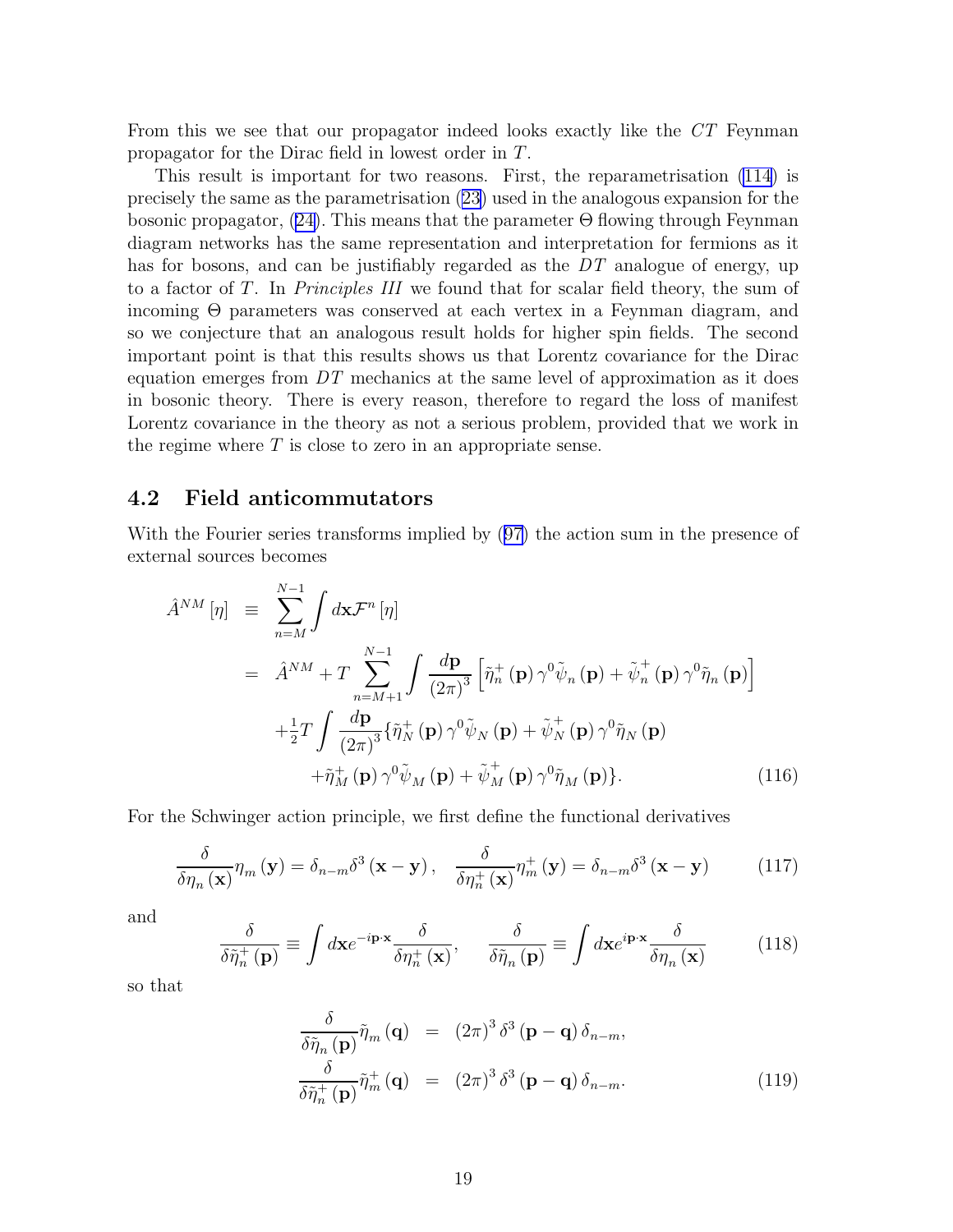From this we see that our propagator indeed looks exactly like the $CT$ Feynman propagator for the Dirac field in lowest order in $T$.

This result is important for two reasons. First, the reparametrisation (114) is precisely the same as the parametrisation (23) used in the analogous expansion for the bosonic propagator, (24). This means that the parameter $\Theta$ flowing through Feynman diagram networks has the same representation and interpretation for fermions as it has for bosons, and can be justifiably regarded as the $DT$ analogue of energy, up to a factor of $T$. In *Principles III* we found that for scalar field theory, the sum of incoming $\Theta$ parameters was conserved at each vertex in a Feynman diagram, and so we conjecture that an analogous result holds for higher spin fields. The second important point is that this results shows us that Lorentz covariance for the Dirac equation emerges from $DT$ mechanics at the same level of approximation as it does in bosonic theory. There is every reason, therefore to regard the loss of manifest Lorentz covariance in the theory as not a serious problem, provided that we work in the regime where $T$ is close to zero in an appropriate sense.

## 4.2 Field anticommutators

With the Fourier series transforms implied by (97) the action sum in the presence of external sources becomes

$$
\begin{aligned}
\hat{A}^{NM}[\eta] &\equiv \sum_{n=M}^{N-1}\int d\mathbf{x}\mathcal{F}^{n}[\eta] \\
&= \hat{A}^{NM} + T\sum_{n=M+1}^{N-1}\int\frac{d\mathbf{p}}{(2\pi)^{3}}\left[\tilde{\eta}_{n}^{+}(\mathbf{p})\gamma^{0}\tilde{\psi}_{n}(\mathbf{p}) + \tilde{\psi}_{n}^{+}(\mathbf{p})\gamma^{0}\tilde{\eta}_{n}(\mathbf{p})\right] \\
&\quad + \tfrac{1}{2}T\int\frac{d\mathbf{p}}{(2\pi)^{3}}\{\tilde{\eta}_{N}^{+}(\mathbf{p})\gamma^{0}\tilde{\psi}_{N}(\mathbf{p}) + \tilde{\psi}_{N}^{+}(\mathbf{p})\gamma^{0}\tilde{\eta}_{N}(\mathbf{p}) \\
&\qquad + \tilde{\eta}_{M}^{+}(\mathbf{p})\gamma^{0}\tilde{\psi}_{M}(\mathbf{p}) + \tilde{\psi}_{M}^{+}(\mathbf{p})\gamma^{0}\tilde{\eta}_{M}(\mathbf{p})\}.
\end{aligned}
\tag{116}
$$

For the Schwinger action principle, we first define the functional derivatives

$$
\frac{\delta}{\delta\eta_{n}(\mathbf{x})}\eta_{m}(\mathbf{y}) = \delta_{n-m}\delta^{3}(\mathbf{x}-\mathbf{y}), \quad \frac{\delta}{\delta\eta_{n}^{+}(\mathbf{x})}\eta_{m}^{+}(\mathbf{y}) = \delta_{n-m}\delta^{3}(\mathbf{x}-\mathbf{y}) \tag{117}
$$

and

$$
\frac{\delta}{\delta\tilde{\eta}_{n}^{+}(\mathbf{p})} \equiv \int d\mathbf{x}e^{-i\mathbf{p}\cdot\mathbf{x}}\frac{\delta}{\delta\eta_{n}^{+}(\mathbf{x})}, \qquad \frac{\delta}{\delta\tilde{\eta}_{n}(\mathbf{p})} \equiv \int d\mathbf{x}e^{i\mathbf{p}\cdot\mathbf{x}}\frac{\delta}{\delta\eta_{n}(\mathbf{x})} \tag{118}
$$

so that

$$
\begin{aligned}
\frac{\delta}{\delta\tilde{\eta}_{n}(\mathbf{p})}\tilde{\eta}_{m}(\mathbf{q}) &= (2\pi)^{3}\delta^{3}(\mathbf{p}-\mathbf{q})\delta_{n-m}, \\
\frac{\delta}{\delta\tilde{\eta}_{n}^{+}(\mathbf{p})}\tilde{\eta}_{m}^{+}(\mathbf{q}) &= (2\pi)^{3}\delta^{3}(\mathbf{p}-\mathbf{q})\delta_{n-m}.
\end{aligned}
\tag{119}
$$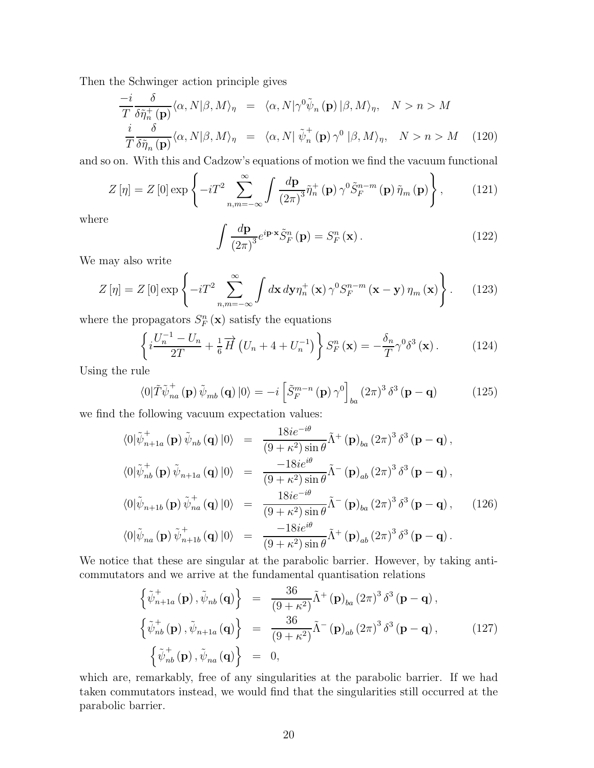Then the Schwinger action principle gives

$$
\begin{aligned}
\frac{-i}{T}\frac{\delta}{\delta\tilde{\eta}_n^+(\mathbf{p})}\langle\alpha,N|\beta,M\rangle_\eta &= \langle\alpha,N|\gamma^0\tilde{\psi}_n(\mathbf{p})|\beta,M\rangle_\eta, \quad N>n>M \\
\frac{i}{T}\frac{\delta}{\delta\tilde{\eta}_n(\mathbf{p})}\langle\alpha,N|\beta,M\rangle_\eta &= \langle\alpha,N|\,\tilde{\psi}_n^+(\mathbf{p})\gamma^0\,|\beta,M\rangle_\eta, \quad N>n>M
\end{aligned} \tag{120}
$$

and so on. With this and Cadzow's equations of motion we find the vacuum functional

$$
Z[\eta] = Z[0]\exp\left\{-iT^2\sum_{n,m=-\infty}^{\infty}\int\frac{d\mathbf{p}}{(2\pi)^3}\tilde{\eta}_n^+(\mathbf{p})\gamma^0\tilde{S}_F^{n-m}(\mathbf{p})\tilde{\eta}_m(\mathbf{p})\right\}, \tag{121}
$$

where

$$
\int\frac{d\mathbf{p}}{(2\pi)^3}e^{i\mathbf{p}\cdot\mathbf{x}}\tilde{S}_F^n(\mathbf{p}) = S_F^n(\mathbf{x}). \tag{122}
$$

We may also write

$$
Z[\eta] = Z[0]\exp\left\{-iT^2\sum_{n,m=-\infty}^{\infty}\int d\mathbf{x}\,d\mathbf{y}\eta_n^+(\mathbf{x})\gamma^0 S_F^{n-m}(\mathbf{x}-\mathbf{y})\eta_m(\mathbf{x})\right\}. \tag{123}
$$

where the propagators $S_F^n(\mathbf{x})$ satisfy the equations

$$
\left\{i\frac{U_n^{-1}-U_n}{2T} + \tfrac{1}{6}\overrightarrow{H}\left(U_n+4+U_n^{-1}\right)\right\}S_F^n(\mathbf{x}) = -\frac{\delta_n}{T}\gamma^0\delta^3(\mathbf{x}). \tag{124}
$$

Using the rule

$$
\langle 0|\tilde{T}\tilde{\psi}_{na}^+(\mathbf{p})\tilde{\psi}_{mb}(\mathbf{q})|0\rangle = -i\left[\tilde{S}_F^{m-n}(\mathbf{p})\gamma^0\right]_{ba}(2\pi)^3\delta^3(\mathbf{p}-\mathbf{q}) \tag{125}
$$

we find the following vacuum expectation values:

$$
\begin{aligned}
\langle 0|\tilde{\psi}_{n+1a}^+(\mathbf{p})\tilde{\psi}_{nb}(\mathbf{q})|0\rangle &= \frac{18ie^{-i\theta}}{(9+\kappa^2)\sin\theta}\tilde{\Lambda}^+(\mathbf{p})_{ba}(2\pi)^3\delta^3(\mathbf{p}-\mathbf{q}), \\
\langle 0|\tilde{\psi}_{nb}^+(\mathbf{p})\tilde{\psi}_{n+1a}(\mathbf{q})|0\rangle &= \frac{-18ie^{i\theta}}{(9+\kappa^2)\sin\theta}\tilde{\Lambda}^-(\mathbf{p})_{ab}(2\pi)^3\delta^3(\mathbf{p}-\mathbf{q}), \\
\langle 0|\tilde{\psi}_{n+1b}(\mathbf{p})\tilde{\psi}_{na}^+(\mathbf{q})|0\rangle &= \frac{18ie^{-i\theta}}{(9+\kappa^2)\sin\theta}\tilde{\Lambda}^-(\mathbf{p})_{ba}(2\pi)^3\delta^3(\mathbf{p}-\mathbf{q}), \\
\langle 0|\tilde{\psi}_{na}(\mathbf{p})\tilde{\psi}_{n+1b}^+(\mathbf{q})|0\rangle &= \frac{-18ie^{i\theta}}{(9+\kappa^2)\sin\theta}\tilde{\Lambda}^+(\mathbf{p})_{ab}(2\pi)^3\delta^3(\mathbf{p}-\mathbf{q}).
\end{aligned} \tag{126}
$$

We notice that these are singular at the parabolic barrier. However, by taking anti-commutators and we arrive at the fundamental quantisation relations

$$
\begin{aligned}
\left\{\tilde{\psi}_{n+1a}^+(\mathbf{p}),\tilde{\psi}_{nb}(\mathbf{q})\right\} &= \frac{36}{(9+\kappa^2)}\tilde{\Lambda}^+(\mathbf{p})_{ba}(2\pi)^3\delta^3(\mathbf{p}-\mathbf{q}), \\
\left\{\tilde{\psi}_{nb}^+(\mathbf{p}),\tilde{\psi}_{n+1a}(\mathbf{q})\right\} &= \frac{36}{(9+\kappa^2)}\tilde{\Lambda}^-(\mathbf{p})_{ab}(2\pi)^3\delta^3(\mathbf{p}-\mathbf{q}), \\
\left\{\tilde{\psi}_{nb}^+(\mathbf{p}),\tilde{\psi}_{na}(\mathbf{q})\right\} &= 0,
\end{aligned} \tag{127}
$$

which are, remarkably, free of any singularities at the parabolic barrier. If we had taken commutators instead, we would find that the singularities still occurred at the parabolic barrier.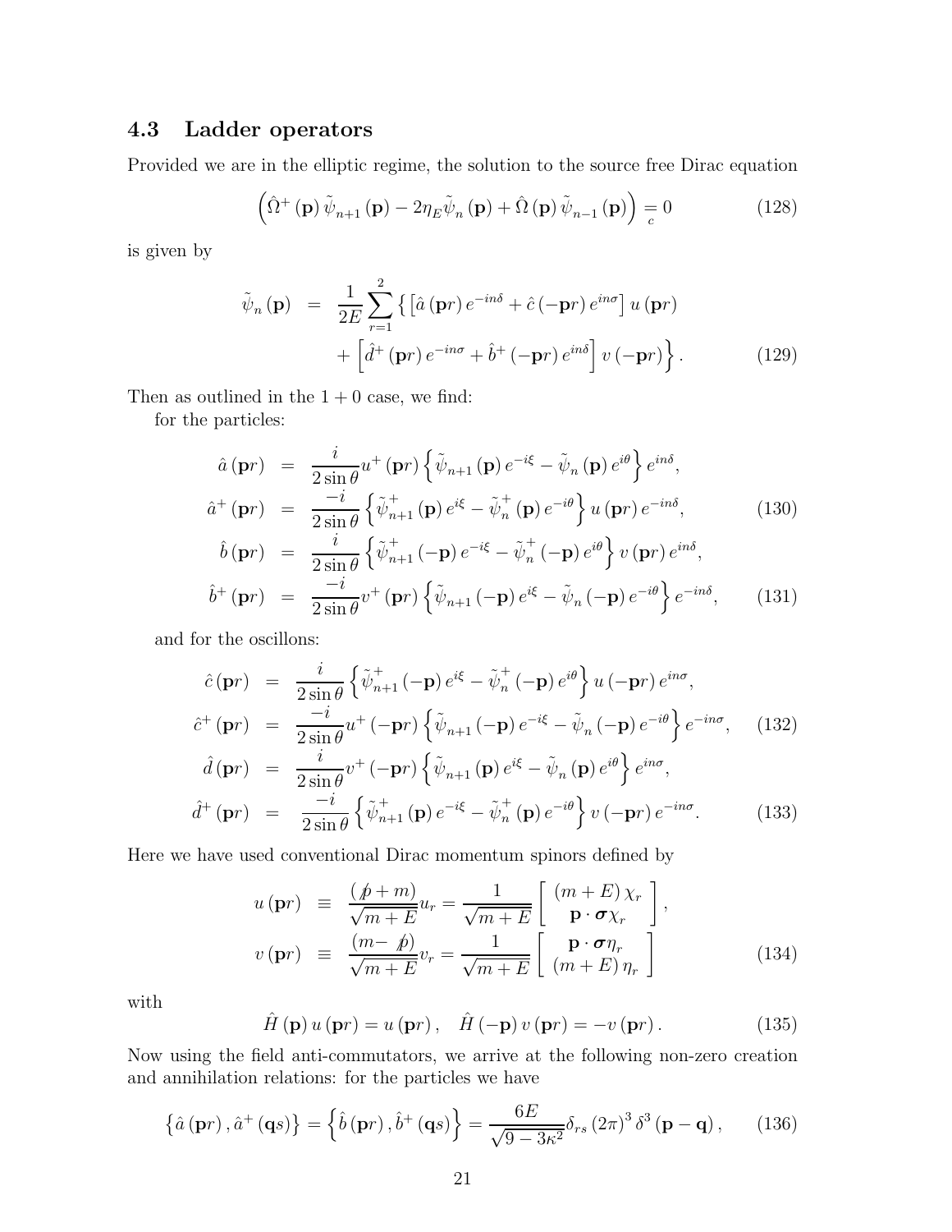### 4.3 Ladder operators

Provided we are in the elliptic regime, the solution to the source free Dirac equation

$$\left(\hat{\Omega}^{+}(\mathbf{p})\,\tilde{\psi}_{n+1}(\mathbf{p}) - 2\eta_E\tilde{\psi}_n(\mathbf{p}) + \hat{\Omega}(\mathbf{p})\,\tilde{\psi}_{n-1}(\mathbf{p})\right) \underset{c}{=} 0 \tag{128}$$

is given by

$$\begin{aligned}\tilde{\psi}_n(\mathbf{p}) &= \frac{1}{2E}\sum_{r=1}^{2}\Big\{\left[\hat{a}(\mathbf{p}r)\,e^{-in\delta} + \hat{c}(-\mathbf{p}r)\,e^{in\sigma}\right]u(\mathbf{p}r) \\ &\quad + \left[\hat{d}^{+}(\mathbf{p}r)\,e^{-in\sigma} + \hat{b}^{+}(-\mathbf{p}r)\,e^{in\delta}\right]v(-\mathbf{p}r)\Big\}. \end{aligned}\tag{129}$$

Then as outlined in the $1+0$ case, we find:

for the particles:

$$\begin{aligned}\hat{a}(\mathbf{p}r) &= \frac{i}{2\sin\theta}u^{+}(\mathbf{p}r)\left\{\tilde{\psi}_{n+1}(\mathbf{p})\,e^{-i\xi} - \tilde{\psi}_n(\mathbf{p})\,e^{i\theta}\right\}e^{in\delta}, \\ \hat{a}^{+}(\mathbf{p}r) &= \frac{-i}{2\sin\theta}\left\{\tilde{\psi}^{+}_{n+1}(\mathbf{p})\,e^{i\xi} - \tilde{\psi}^{+}_n(\mathbf{p})\,e^{-i\theta}\right\}u(\mathbf{p}r)\,e^{-in\delta},\end{aligned}\tag{130}$$

$$\begin{aligned}\hat{b}(\mathbf{p}r) &= \frac{i}{2\sin\theta}\left\{\tilde{\psi}^{+}_{n+1}(-\mathbf{p})\,e^{-i\xi} - \tilde{\psi}^{+}_n(-\mathbf{p})\,e^{i\theta}\right\}v(\mathbf{p}r)\,e^{in\delta}, \\ \hat{b}^{+}(\mathbf{p}r) &= \frac{-i}{2\sin\theta}v^{+}(\mathbf{p}r)\left\{\tilde{\psi}_{n+1}(-\mathbf{p})\,e^{i\xi} - \tilde{\psi}_n(-\mathbf{p})\,e^{-i\theta}\right\}e^{-in\delta},\end{aligned}\tag{131}$$

and for the oscillons:

$$\begin{aligned}\hat{c}(\mathbf{p}r) &= \frac{i}{2\sin\theta}\left\{\tilde{\psi}^{+}_{n+1}(-\mathbf{p})\,e^{i\xi} - \tilde{\psi}^{+}_n(-\mathbf{p})\,e^{i\theta}\right\}u(-\mathbf{p}r)\,e^{in\sigma}, \\ \hat{c}^{+}(\mathbf{p}r) &= \frac{-i}{2\sin\theta}u^{+}(-\mathbf{p}r)\left\{\tilde{\psi}_{n+1}(-\mathbf{p})\,e^{-i\xi} - \tilde{\psi}_n(-\mathbf{p})\,e^{-i\theta}\right\}e^{-in\sigma},\end{aligned}\tag{132}$$

$$\begin{aligned}\hat{d}(\mathbf{p}r) &= \frac{i}{2\sin\theta}v^{+}(-\mathbf{p}r)\left\{\tilde{\psi}_{n+1}(\mathbf{p})\,e^{i\xi} - \tilde{\psi}_n(\mathbf{p})\,e^{i\theta}\right\}e^{in\sigma}, \\ \hat{d}^{+}(\mathbf{p}r) &= \frac{-i}{2\sin\theta}\left\{\tilde{\psi}^{+}_{n+1}(\mathbf{p})\,e^{-i\xi} - \tilde{\psi}^{+}_n(\mathbf{p})\,e^{-i\theta}\right\}v(-\mathbf{p}r)\,e^{-in\sigma}.\end{aligned}\tag{133}$$

Here we have used conventional Dirac momentum spinors defined by

$$\begin{aligned}u(\mathbf{p}r) &\equiv \frac{(\not{p}+m)}{\sqrt{m+E}}u_r = \frac{1}{\sqrt{m+E}}\begin{bmatrix}(m+E)\,\chi_r \\ \mathbf{p}\cdot\boldsymbol{\sigma}\chi_r\end{bmatrix}, \\ v(\mathbf{p}r) &\equiv \frac{(m-\not{p})}{\sqrt{m+E}}v_r = \frac{1}{\sqrt{m+E}}\begin{bmatrix}\mathbf{p}\cdot\boldsymbol{\sigma}\eta_r \\ (m+E)\,\eta_r\end{bmatrix}\end{aligned}\tag{134}$$

with

$$\hat{H}(\mathbf{p})\,u(\mathbf{p}r) = u(\mathbf{p}r), \quad \hat{H}(-\mathbf{p})\,v(\mathbf{p}r) = -v(\mathbf{p}r). \tag{135}$$

Now using the field anti-commutators, we arrive at the following non-zero creation and annihilation relations: for the particles we have

$$\left\{\hat{a}(\mathbf{p}r), \hat{a}^{+}(\mathbf{q}s)\right\} = \left\{\hat{b}(\mathbf{p}r), \hat{b}^{+}(\mathbf{q}s)\right\} = \frac{6E}{\sqrt{9-3\kappa^2}}\delta_{rs}\,(2\pi)^3\,\delta^3(\mathbf{p}-\mathbf{q}), \tag{136}$$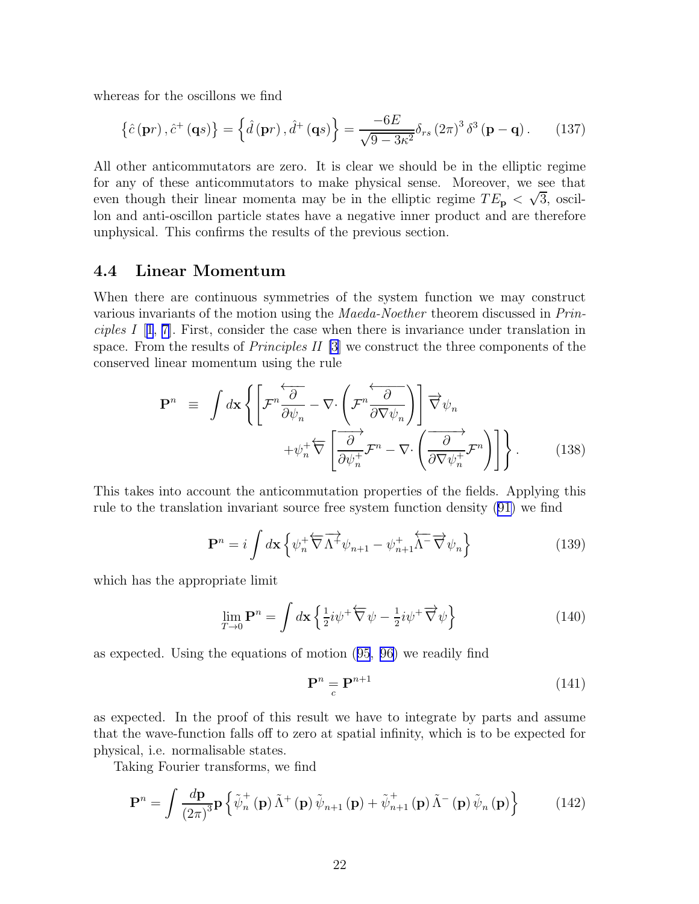whereas for the oscillons we find

$$\left\{\hat{c}\left(\mathbf{p}r\right),\hat{c}^{+}\left(\mathbf{q}s\right)\right\}=\left\{\hat{d}\left(\mathbf{p}r\right),\hat{d}^{+}\left(\mathbf{q}s\right)\right\}=\frac{-6E}{\sqrt{9-3\kappa^{2}}}\delta_{rs}\left(2\pi\right)^{3}\delta^{3}\left(\mathbf{p}-\mathbf{q}\right). \tag{137}$$

All other anticommutators are zero. It is clear we should be in the elliptic regime for any of these anticommutators to make physical sense. Moreover, we see that even though their linear momenta may be in the elliptic regime $TE_{\mathbf{p}}<\sqrt{3}$, oscillon and anti-oscillon particle states have a negative inner product and are therefore unphysical. This confirms the results of the previous section.

### 4.4 Linear Momentum

When there are continuous symmetries of the system function we may construct various invariants of the motion using the *Maeda-Noether* theorem discussed in *Principles I* [1, 7]. First, consider the case when there is invariance under translation in space. From the results of *Principles II* [3] we construct the three components of the conserved linear momentum using the rule

$$\begin{aligned}\mathbf{P}^{n} \equiv \int d\mathbf{x}\Bigg\{&\left[\mathcal{F}^{n}\frac{\overleftarrow{\partial}}{\partial\psi_{n}}-\nabla\cdot\left(\mathcal{F}^{n}\frac{\overleftarrow{\partial}}{\partial\nabla\psi_{n}}\right)\right]\overrightarrow{\nabla}\psi_{n}\\ &+\psi_{n}^{+}\overleftarrow{\nabla}\left[\frac{\overrightarrow{\partial}}{\partial\psi_{n}^{+}}\mathcal{F}^{n}-\nabla\cdot\left(\frac{\overrightarrow{\partial}}{\partial\nabla\psi_{n}^{+}}\mathcal{F}^{n}\right)\right]\Bigg\}. \end{aligned} \tag{138}$$

This takes into account the anticommutation properties of the fields. Applying this rule to the translation invariant source free system function density (91) we find

$$\mathbf{P}^{n}=i\int d\mathbf{x}\left\{\psi_{n}^{+}\overleftarrow{\nabla}\overrightarrow{\Lambda^{+}}\psi_{n+1}-\psi_{n+1}^{+}\overleftarrow{\Lambda^{-}}\overrightarrow{\nabla}\psi_{n}\right\} \tag{139}$$

which has the appropriate limit

$$\lim_{T\to0}\mathbf{P}^{n}=\int d\mathbf{x}\left\{\tfrac{1}{2}i\psi^{+}\overleftarrow{\nabla}\psi-\tfrac{1}{2}i\psi^{+}\overrightarrow{\nabla}\psi\right\} \tag{140}$$

as expected. Using the equations of motion (95, 96) we readily find

$$\mathbf{P}^{n}\underset{c}{=}\mathbf{P}^{n+1} \tag{141}$$

as expected. In the proof of this result we have to integrate by parts and assume that the wave-function falls off to zero at spatial infinity, which is to be expected for physical, i.e. normalisable states.

Taking Fourier transforms, we find

$$\mathbf{P}^{n}=\int\frac{d\mathbf{p}}{\left(2\pi\right)^{3}}\mathbf{p}\left\{\tilde{\psi}_{n}^{+}\left(\mathbf{p}\right)\tilde{\Lambda}^{+}\left(\mathbf{p}\right)\tilde{\psi}_{n+1}\left(\mathbf{p}\right)+\tilde{\psi}_{n+1}^{+}\left(\mathbf{p}\right)\tilde{\Lambda}^{-}\left(\mathbf{p}\right)\tilde{\psi}_{n}\left(\mathbf{p}\right)\right\} \tag{142}$$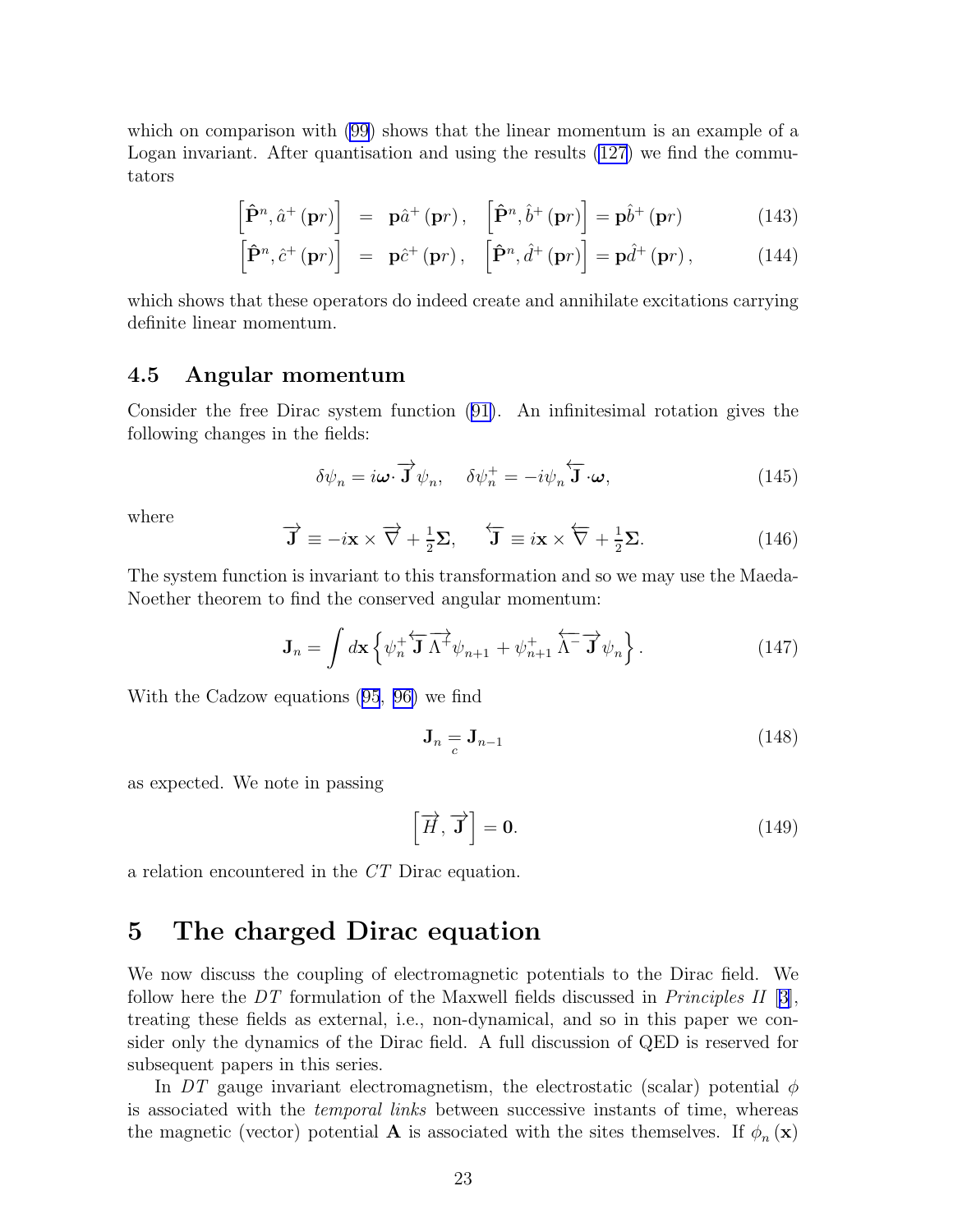which on comparison with (99) shows that the linear momentum is an example of a Logan invariant. After quantisation and using the results (127) we find the commutators

$$\left[\hat{\mathbf{P}}^n, \hat{a}^+(\mathbf{p}r)\right] = \mathbf{p}\hat{a}^+(\mathbf{p}r), \quad \left[\hat{\mathbf{P}}^n, \hat{b}^+(\mathbf{p}r)\right] = \mathbf{p}\hat{b}^+(\mathbf{p}r) \tag{143}$$

$$\left[\hat{\mathbf{P}}^n, \hat{c}^+(\mathbf{p}r)\right] = \mathbf{p}\hat{c}^+(\mathbf{p}r), \quad \left[\hat{\mathbf{P}}^n, \hat{d}^+(\mathbf{p}r)\right] = \mathbf{p}\hat{d}^+(\mathbf{p}r), \tag{144}$$

which shows that these operators do indeed create and annihilate excitations carrying definite linear momentum.

### 4.5 Angular momentum

Consider the free Dirac system function (91). An infinitesimal rotation gives the following changes in the fields:

$$\delta\psi_n = i\boldsymbol{\omega}\cdot\overrightarrow{\mathbf{J}}\psi_n, \quad \delta\psi_n^+ = -i\psi_n\overleftarrow{\mathbf{J}}\cdot\boldsymbol{\omega}, \tag{145}$$

where

$$\overrightarrow{\mathbf{J}} \equiv -i\mathbf{x}\times\overrightarrow{\nabla} + \tfrac{1}{2}\boldsymbol{\Sigma}, \quad \overleftarrow{\mathbf{J}} \equiv i\mathbf{x}\times\overleftarrow{\nabla} + \tfrac{1}{2}\boldsymbol{\Sigma}. \tag{146}$$

The system function is invariant to this transformation and so we may use the Maeda-Noether theorem to find the conserved angular momentum:

$$\mathbf{J}_n = \int d\mathbf{x}\left\{\psi_n^+\overleftarrow{\mathbf{J}}\,\overrightarrow{\Lambda^+}\psi_{n+1} + \psi_{n+1}^+\overleftarrow{\Lambda^-}\,\overrightarrow{\mathbf{J}}\psi_n\right\}. \tag{147}$$

With the Cadzow equations (95, 96) we find

$$\mathbf{J}_n \underset{c}{=} \mathbf{J}_{n-1} \tag{148}$$

as expected. We note in passing

$$\left[\overrightarrow{H}, \overrightarrow{\mathbf{J}}\right] = \mathbf{0}. \tag{149}$$

a relation encountered in the $CT$ Dirac equation.

## 5 The charged Dirac equation

We now discuss the coupling of electromagnetic potentials to the Dirac field. We follow here the $DT$ formulation of the Maxwell fields discussed in *Principles II* [3], treating these fields as external, i.e., non-dynamical, and so in this paper we consider only the dynamics of the Dirac field. A full discussion of QED is reserved for subsequent papers in this series.

In $DT$ gauge invariant electromagnetism, the electrostatic (scalar) potential $\phi$ is associated with the *temporal links* between successive instants of time, whereas the magnetic (vector) potential $\mathbf{A}$ is associated with the sites themselves. If $\phi_n(\mathbf{x})$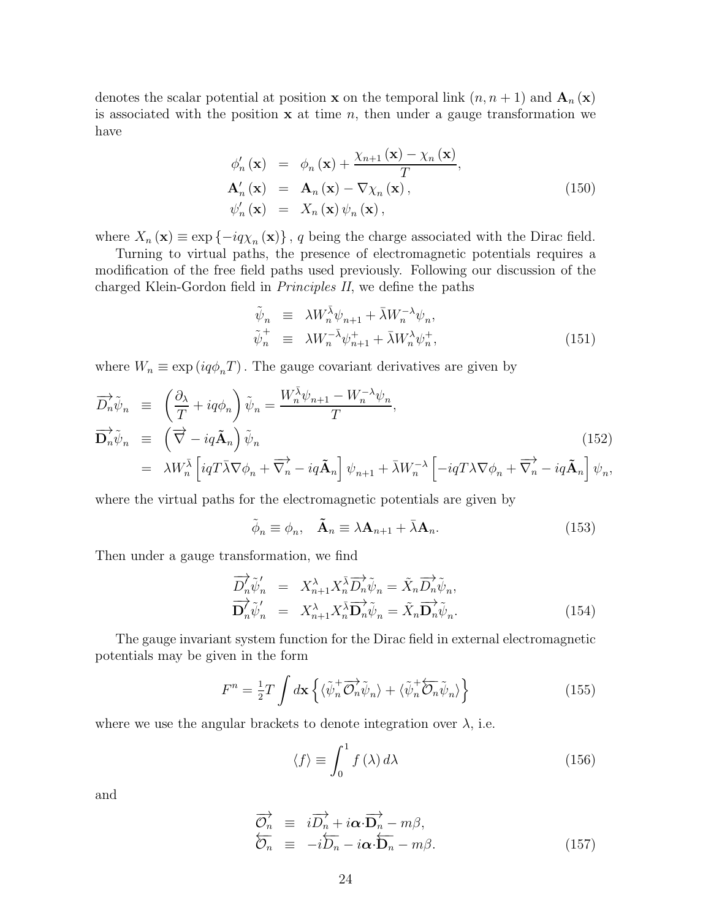denotes the scalar potential at position $\mathbf{x}$ on the temporal link $(n, n+1)$ and $\mathbf{A}_n(\mathbf{x})$ is associated with the position $\mathbf{x}$ at time $n$, then under a gauge transformation we have

$$
\begin{aligned}
\phi'_n(\mathbf{x}) &= \phi_n(\mathbf{x}) + \frac{\chi_{n+1}(\mathbf{x}) - \chi_n(\mathbf{x})}{T}, \\
\mathbf{A}'_n(\mathbf{x}) &= \mathbf{A}_n(\mathbf{x}) - \nabla \chi_n(\mathbf{x}), \\
\psi'_n(\mathbf{x}) &= X_n(\mathbf{x}) \psi_n(\mathbf{x}),
\end{aligned}
\tag{150}
$$

where $X_n(\mathbf{x}) \equiv \exp\{-iq\chi_n(\mathbf{x})\}$, $q$ being the charge associated with the Dirac field.

Turning to virtual paths, the presence of electromagnetic potentials requires a modification of the free field paths used previously. Following our discussion of the charged Klein-Gordon field in *Principles II*, we define the paths

$$
\begin{aligned}
\tilde{\psi}_n &\equiv \lambda W_n^{\bar{\lambda}} \psi_{n+1} + \bar{\lambda} W_n^{-\lambda} \psi_n, \\
\tilde{\psi}_n^+ &\equiv \lambda W_n^{-\bar{\lambda}} \psi_{n+1}^+ + \bar{\lambda} W_n^{\lambda} \psi_n^+,
\end{aligned}
\tag{151}
$$

where $W_n \equiv \exp(iq\phi_n T)$. The gauge covariant derivatives are given by

$$
\begin{aligned}
\overrightarrow{D_n}\tilde{\psi}_n &\equiv \left(\frac{\partial_\lambda}{T} + iq\phi_n\right)\tilde{\psi}_n = \frac{W_n^{\bar{\lambda}}\psi_{n+1} - W_n^{-\lambda}\psi_n}{T}, \\
\overrightarrow{\mathbf{D}_n}\tilde{\psi}_n &\equiv \left(\overrightarrow{\nabla} - iq\tilde{\mathbf{A}}_n\right)\tilde{\psi}_n \\
&= \lambda W_n^{\bar{\lambda}}\left[iqT\bar{\lambda}\nabla\phi_n + \overrightarrow{\nabla_n} - iq\tilde{\mathbf{A}}_n\right]\psi_{n+1} + \bar{\lambda}W_n^{-\lambda}\left[-iqT\lambda\nabla\phi_n + \overrightarrow{\nabla_n} - iq\tilde{\mathbf{A}}_n\right]\psi_n,
\end{aligned}
\tag{152}
$$

where the virtual paths for the electromagnetic potentials are given by

$$
\tilde{\phi}_n \equiv \phi_n, \quad \tilde{\mathbf{A}}_n \equiv \lambda \mathbf{A}_{n+1} + \bar{\lambda}\mathbf{A}_n. \tag{153}
$$

Then under a gauge transformation, we find

$$
\begin{aligned}
\overrightarrow{D'_n}\tilde{\psi}'_n &= X_{n+1}^{\lambda} X_n^{\bar{\lambda}} \overrightarrow{D_n}\tilde{\psi}_n = \tilde{X}_n \overrightarrow{D_n}\tilde{\psi}_n, \\
\overrightarrow{\mathbf{D}'_n}\tilde{\psi}'_n &= X_{n+1}^{\lambda} X_n^{\bar{\lambda}} \overrightarrow{\mathbf{D}_n}\tilde{\psi}_n = \tilde{X}_n \overrightarrow{\mathbf{D}_n}\tilde{\psi}_n.
\end{aligned}
\tag{154}
$$

The gauge invariant system function for the Dirac field in external electromagnetic potentials may be given in the form

$$
F^n = \tfrac{1}{2}T\int d\mathbf{x}\left\{\langle\tilde{\psi}_n^+ \overrightarrow{\mathcal{O}_n}\tilde{\psi}_n\rangle + \langle\tilde{\psi}_n^+ \overleftarrow{\mathcal{O}_n}\tilde{\psi}_n\rangle\right\} \tag{155}
$$

where we use the angular brackets to denote integration over $\lambda$, i.e.

$$
\langle f \rangle \equiv \int_0^1 f(\lambda)\, d\lambda \tag{156}
$$

and

$$
\begin{aligned}
\overrightarrow{\mathcal{O}_n} &\equiv i\overrightarrow{D_n} + i\boldsymbol{\alpha}\cdot\overrightarrow{\mathbf{D}_n} - m\beta, \\
\overleftarrow{\mathcal{O}_n} &\equiv -i\overleftarrow{D_n} - i\boldsymbol{\alpha}\cdot\overleftarrow{\mathbf{D}_n} - m\beta.
\end{aligned}
\tag{157}
$$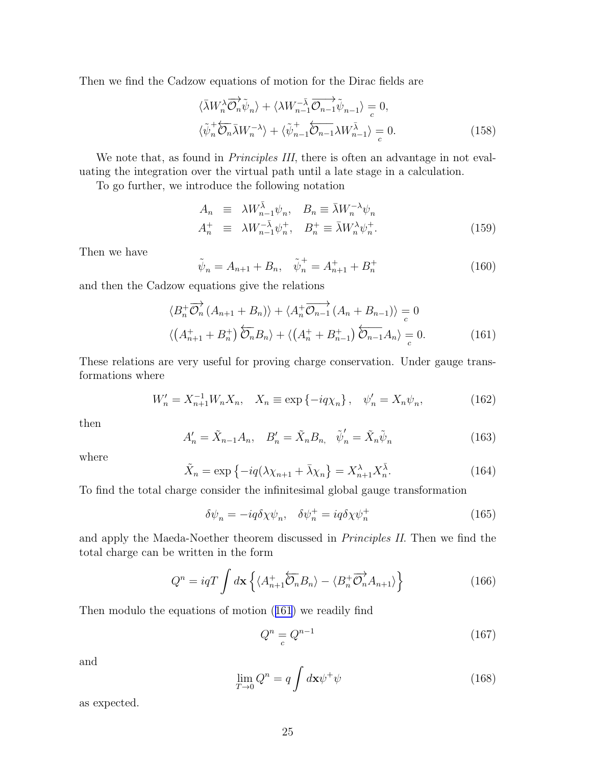Then we find the Cadzow equations of motion for the Dirac fields are

$$
\begin{aligned}
\langle \bar{\lambda} W_n^{\lambda} \overrightarrow{\mathcal{O}_n} \tilde{\psi}_n \rangle + \langle \lambda W_{n-1}^{-\bar{\lambda}} \overrightarrow{\mathcal{O}_{n-1}} \tilde{\psi}_{n-1} \rangle &\underset{c}{=} 0, \\
\langle \tilde{\psi}_n^{+} \overleftarrow{\mathcal{O}_n} \bar{\lambda} W_n^{-\lambda} \rangle + \langle \tilde{\psi}_{n-1}^{+} \overleftarrow{\mathcal{O}_{n-1}} \lambda W_{n-1}^{\bar{\lambda}} \rangle &\underset{c}{=} 0.
\end{aligned} \tag{158}
$$

We note that, as found in *Principles III*, there is often an advantage in not evaluating the integration over the virtual path until a late stage in a calculation.

To go further, we introduce the following notation

$$
\begin{aligned}
A_n &\equiv \lambda W_{n-1}^{\bar{\lambda}} \psi_n, \quad B_n \equiv \bar{\lambda} W_n^{-\lambda} \psi_n \\
A_n^{+} &\equiv \lambda W_{n-1}^{-\bar{\lambda}} \psi_n^{+}, \quad B_n^{+} \equiv \bar{\lambda} W_n^{\lambda} \psi_n^{+}.
\end{aligned} \tag{159}
$$

Then we have

$$
\tilde{\psi}_n = A_{n+1} + B_n, \quad \tilde{\psi}_n^{+} = A_{n+1}^{+} + B_n^{+} \tag{160}
$$

and then the Cadzow equations give the relations

$$
\begin{aligned}
\langle B_n^{+} \overrightarrow{\mathcal{O}_n} \left( A_{n+1} + B_n \right) \rangle + \langle A_n^{+} \overrightarrow{\mathcal{O}_{n-1}} \left( A_n + B_{n-1} \right) \rangle &\underset{c}{=} 0 \\
\langle \left( A_{n+1}^{+} + B_n^{+} \right) \overleftarrow{\mathcal{O}_n} B_n \rangle + \langle \left( A_n^{+} + B_{n-1}^{+} \right) \overleftarrow{\mathcal{O}_{n-1}} A_n \rangle &\underset{c}{=} 0.
\end{aligned} \tag{161}
$$

These relations are very useful for proving charge conservation. Under gauge transformations where

$$
W_n' = X_{n+1}^{-1} W_n X_n, \quad X_n \equiv \exp\left\{ -iq\chi_n \right\}, \quad \psi_n' = X_n \psi_n, \tag{162}
$$

then

$$
A_n' = \tilde{X}_{n-1} A_n, \quad B_n' = \tilde{X}_n B_n, \quad \tilde{\psi}_n' = \tilde{X}_n \tilde{\psi}_n \tag{163}
$$

where

$$
\tilde{X}_n = \exp\left\{ -iq(\lambda \chi_{n+1} + \bar{\lambda} \chi_n \right\} = X_{n+1}^{\lambda} X_n^{\bar{\lambda}}. \tag{164}
$$

To find the total charge consider the infinitesimal global gauge transformation

$$
\delta \psi_n = -iq\delta\chi \psi_n, \quad \delta \psi_n^{+} = iq\delta\chi \psi_n^{+} \tag{165}
$$

and apply the Maeda-Noether theorem discussed in *Principles II*. Then we find the total charge can be written in the form

$$
Q^n = iqT \int d\mathbf{x} \left\{ \langle A_{n+1}^{+} \overleftarrow{\mathcal{O}_n} B_n \rangle - \langle B_n^{+} \overrightarrow{\mathcal{O}_n} A_{n+1} \rangle \right\} \tag{166}
$$

Then modulo the equations of motion (161) we readily find

$$
Q^n \underset{c}{=} Q^{n-1} \tag{167}
$$

and

$$
\lim_{T \to 0} Q^n = q \int d\mathbf{x} \psi^{+} \psi \tag{168}
$$

as expected.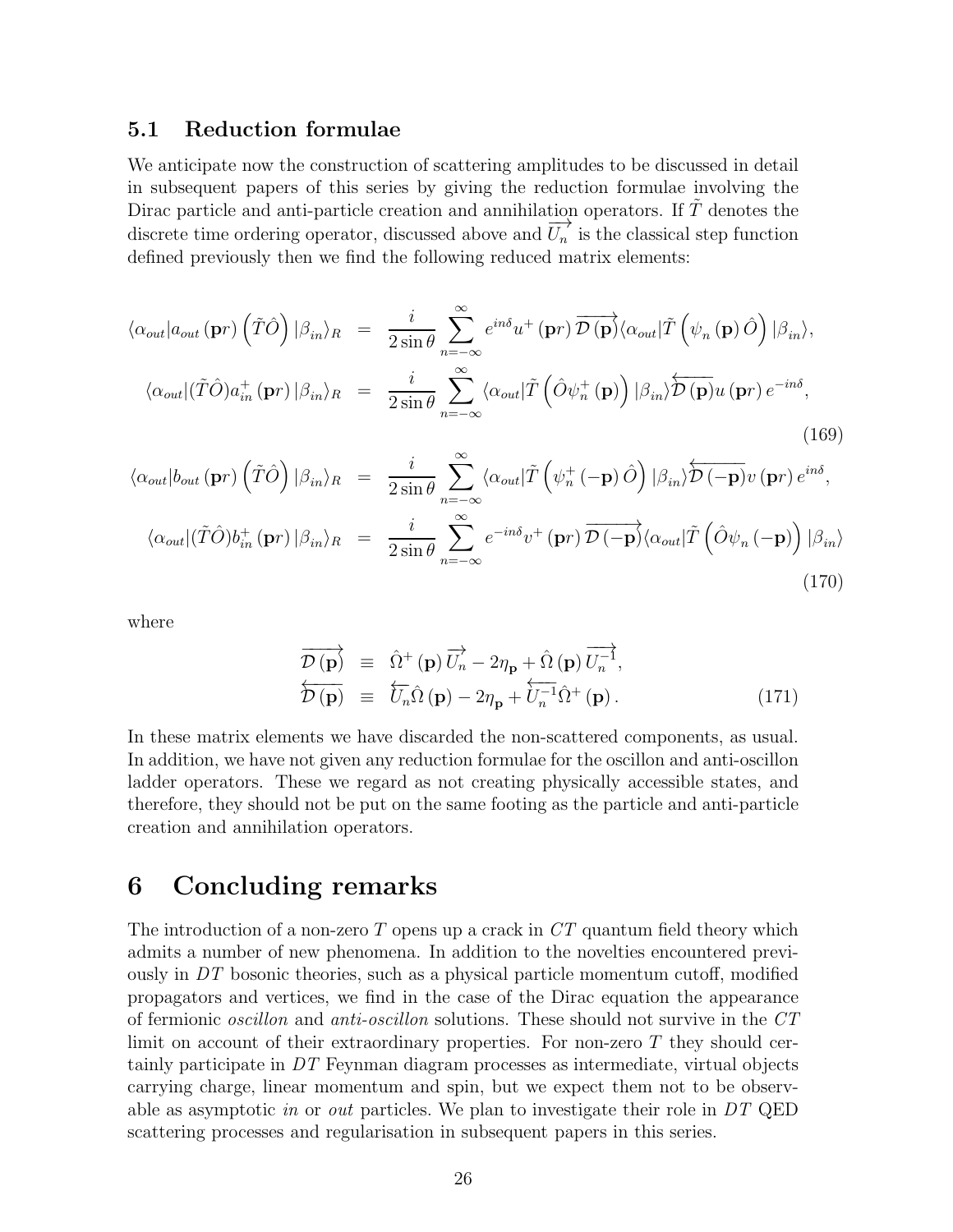### 5.1 Reduction formulae

We anticipate now the construction of scattering amplitudes to be discussed in detail in subsequent papers of this series by giving the reduction formulae involving the Dirac particle and anti-particle creation and annihilation operators. If $\tilde{T}$ denotes the discrete time ordering operator, discussed above and $\overrightarrow{U_n}$ is the classical step function defined previously then we find the following reduced matrix elements:

$$
\begin{aligned}
\langle\alpha_{out}|a_{out}(\mathbf{p}r)\left(\tilde{T}\hat{O}\right)|\beta_{in}\rangle_R &= \frac{i}{2\sin\theta}\sum_{n=-\infty}^{\infty} e^{in\delta}u^+(\mathbf{p}r)\overrightarrow{\mathcal{D}(\mathbf{p})}\langle\alpha_{out}|\tilde{T}\left(\psi_n(\mathbf{p})\hat{O}\right)|\beta_{in}\rangle, \\
\langle\alpha_{out}|(\tilde{T}\hat{O})a^+_{in}(\mathbf{p}r)|\beta_{in}\rangle_R &= \frac{i}{2\sin\theta}\sum_{n=-\infty}^{\infty}\langle\alpha_{out}|\tilde{T}\left(\hat{O}\psi^+_n(\mathbf{p})\right)|\beta_{in}\rangle\overleftarrow{\mathcal{D}(\mathbf{p})}u(\mathbf{p}r)e^{-in\delta},
\end{aligned}
\tag{169}
$$

$$
\begin{aligned}
\langle\alpha_{out}|b_{out}(\mathbf{p}r)\left(\tilde{T}\hat{O}\right)|\beta_{in}\rangle_R &= \frac{i}{2\sin\theta}\sum_{n=-\infty}^{\infty}\langle\alpha_{out}|\tilde{T}\left(\psi^+_n(-\mathbf{p})\hat{O}\right)|\beta_{in}\rangle\overleftarrow{\mathcal{D}(-\mathbf{p})}v(\mathbf{p}r)e^{in\delta}, \\
\langle\alpha_{out}|(\tilde{T}\hat{O})b^+_{in}(\mathbf{p}r)|\beta_{in}\rangle_R &= \frac{i}{2\sin\theta}\sum_{n=-\infty}^{\infty} e^{-in\delta}v^+(\mathbf{p}r)\overrightarrow{\mathcal{D}(-\mathbf{p})}\langle\alpha_{out}|\tilde{T}\left(\hat{O}\psi_n(-\mathbf{p})\right)|\beta_{in}\rangle
\end{aligned}
\tag{170}
$$

where

$$
\begin{aligned}
\overrightarrow{\mathcal{D}(\mathbf{p})} &\equiv \hat{\Omega}^+(\mathbf{p})\overrightarrow{U_n} - 2\eta_{\mathbf{p}} + \hat{\Omega}(\mathbf{p})\overrightarrow{U_n^{-1}}, \\
\overleftarrow{\mathcal{D}(\mathbf{p})} &\equiv \overleftarrow{U_n}\hat{\Omega}(\mathbf{p}) - 2\eta_{\mathbf{p}} + \overleftarrow{U_n^{-1}}\hat{\Omega}^+(\mathbf{p}).
\end{aligned}
\tag{171}
$$

In these matrix elements we have discarded the non-scattered components, as usual. In addition, we have not given any reduction formulae for the oscillon and anti-oscillon ladder operators. These we regard as not creating physically accessible states, and therefore, they should not be put on the same footing as the particle and anti-particle creation and annihilation operators.

# 6 Concluding remarks

The introduction of a non-zero $T$ opens up a crack in $CT$ quantum field theory which admits a number of new phenomena. In addition to the novelties encountered previously in $DT$ bosonic theories, such as a physical particle momentum cutoff, modified propagators and vertices, we find in the case of the Dirac equation the appearance of fermionic *oscillon* and *anti-oscillon* solutions. These should not survive in the $CT$ limit on account of their extraordinary properties. For non-zero $T$ they should certainly participate in $DT$ Feynman diagram processes as intermediate, virtual objects carrying charge, linear momentum and spin, but we expect them not to be observable as asymptotic *in* or *out* particles. We plan to investigate their role in $DT$ QED scattering processes and regularisation in subsequent papers in this series.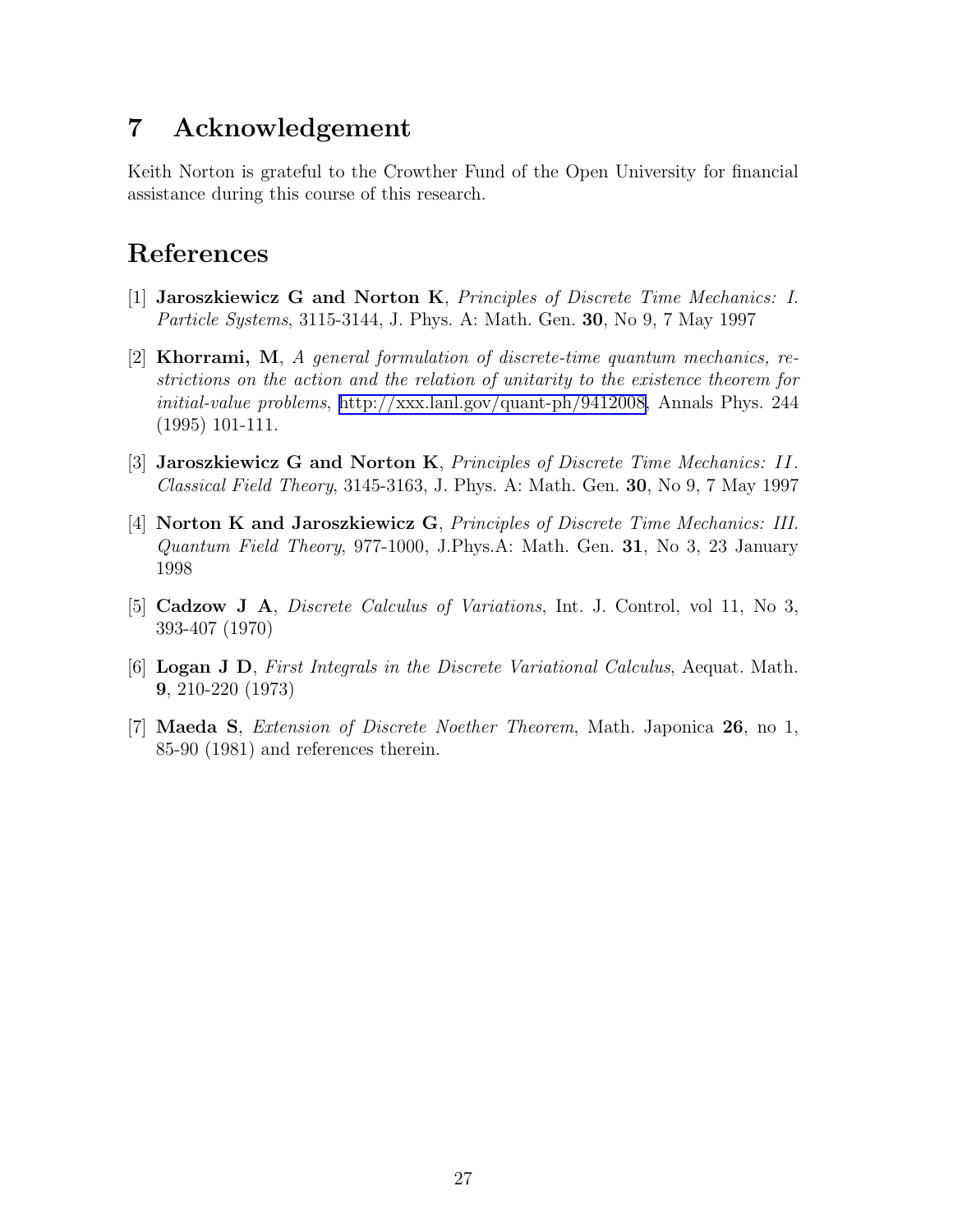# 7 Acknowledgement

Keith Norton is grateful to the Crowther Fund of the Open University for financial assistance during this course of this research.

# References

[1] **Jaroszkiewicz G and Norton K**, *Principles of Discrete Time Mechanics: I. Particle Systems*, 3115-3144, J. Phys. A: Math. Gen. **30**, No 9, 7 May 1997

[2] **Khorrami, M**, *A general formulation of discrete-time quantum mechanics, restrictions on the action and the relation of unitarity to the existence theorem for initial-value problems*, http://xxx.lanl.gov/quant-ph/9412008, Annals Phys. 244 (1995) 101-111.

[3] **Jaroszkiewicz G and Norton K**, *Principles of Discrete Time Mechanics: II. Classical Field Theory*, 3145-3163, J. Phys. A: Math. Gen. **30**, No 9, 7 May 1997

[4] **Norton K and Jaroszkiewicz G**, *Principles of Discrete Time Mechanics: III. Quantum Field Theory*, 977-1000, J.Phys.A: Math. Gen. **31**, No 3, 23 January 1998

[5] **Cadzow J A**, *Discrete Calculus of Variations*, Int. J. Control, vol 11, No 3, 393-407 (1970)

[6] **Logan J D**, *First Integrals in the Discrete Variational Calculus*, Aequat. Math. **9**, 210-220 (1973)

[7] **Maeda S**, *Extension of Discrete Noether Theorem*, Math. Japonica **26**, no 1, 85-90 (1981) and references therein.